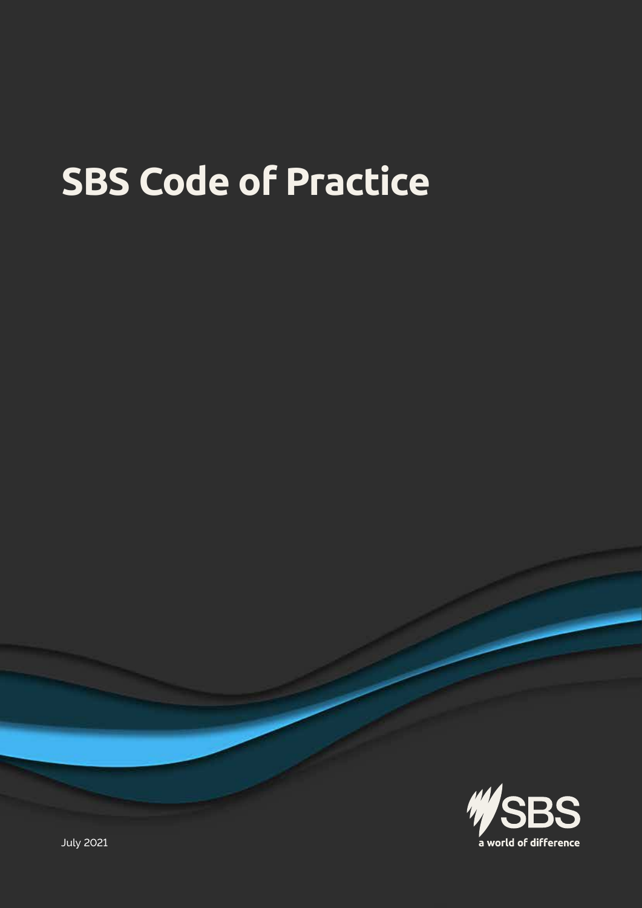# SBS Code of Practice

SBS
a world of difference

July 2021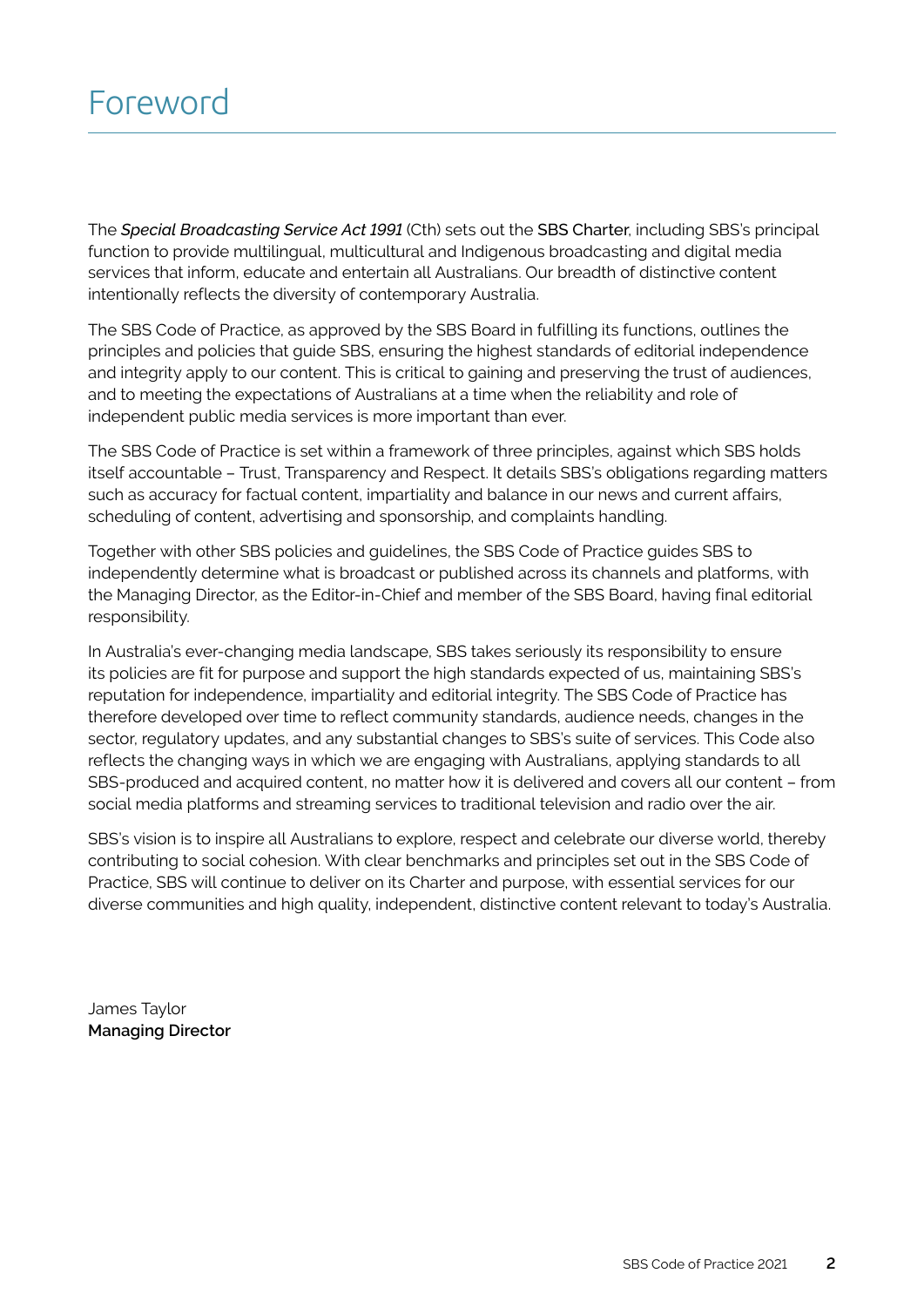# Foreword

The *Special Broadcasting Service Act 1991* (Cth) sets out the SBS Charter, including SBS's principal function to provide multilingual, multicultural and Indigenous broadcasting and digital media services that inform, educate and entertain all Australians. Our breadth of distinctive content intentionally reflects the diversity of contemporary Australia.

The SBS Code of Practice, as approved by the SBS Board in fulfilling its functions, outlines the principles and policies that guide SBS, ensuring the highest standards of editorial independence and integrity apply to our content. This is critical to gaining and preserving the trust of audiences, and to meeting the expectations of Australians at a time when the reliability and role of independent public media services is more important than ever.

The SBS Code of Practice is set within a framework of three principles, against which SBS holds itself accountable – Trust, Transparency and Respect. It details SBS's obligations regarding matters such as accuracy for factual content, impartiality and balance in our news and current affairs, scheduling of content, advertising and sponsorship, and complaints handling.

Together with other SBS policies and guidelines, the SBS Code of Practice guides SBS to independently determine what is broadcast or published across its channels and platforms, with the Managing Director, as the Editor-in-Chief and member of the SBS Board, having final editorial responsibility.

In Australia's ever-changing media landscape, SBS takes seriously its responsibility to ensure its policies are fit for purpose and support the high standards expected of us, maintaining SBS's reputation for independence, impartiality and editorial integrity. The SBS Code of Practice has therefore developed over time to reflect community standards, audience needs, changes in the sector, regulatory updates, and any substantial changes to SBS's suite of services. This Code also reflects the changing ways in which we are engaging with Australians, applying standards to all SBS-produced and acquired content, no matter how it is delivered and covers all our content – from social media platforms and streaming services to traditional television and radio over the air.

SBS's vision is to inspire all Australians to explore, respect and celebrate our diverse world, thereby contributing to social cohesion. With clear benchmarks and principles set out in the SBS Code of Practice, SBS will continue to deliver on its Charter and purpose, with essential services for our diverse communities and high quality, independent, distinctive content relevant to today's Australia.

James Taylor
**Managing Director**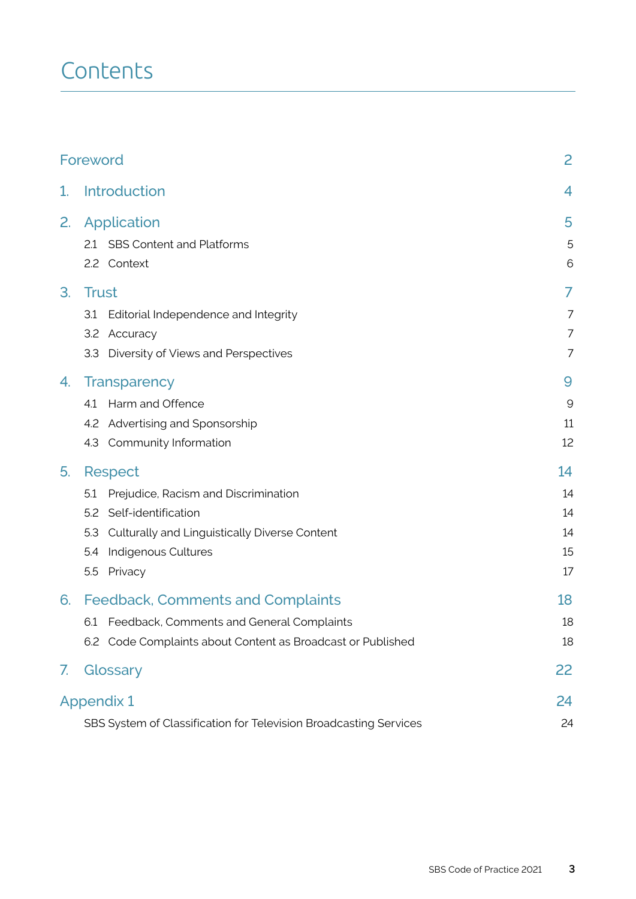# Contents

| | | |
|---|---|---|
| Foreword | | 2 |
| 1. | Introduction | 4 |
| 2. | Application | 5 |
| | 2.1 SBS Content and Platforms | 5 |
| | 2.2 Context | 6 |
| 3. | Trust | 7 |
| | 3.1 Editorial Independence and Integrity | 7 |
| | 3.2 Accuracy | 7 |
| | 3.3 Diversity of Views and Perspectives | 7 |
| 4. | Transparency | 9 |
| | 4.1 Harm and Offence | 9 |
| | 4.2 Advertising and Sponsorship | 11 |
| | 4.3 Community Information | 12 |
| 5. | Respect | 14 |
| | 5.1 Prejudice, Racism and Discrimination | 14 |
| | 5.2 Self-identification | 14 |
| | 5.3 Culturally and Linguistically Diverse Content | 14 |
| | 5.4 Indigenous Cultures | 15 |
| | 5.5 Privacy | 17 |
| 6. | Feedback, Comments and Complaints | 18 |
| | 6.1 Feedback, Comments and General Complaints | 18 |
| | 6.2 Code Complaints about Content as Broadcast or Published | 18 |
| 7. | Glossary | 22 |
| Appendix 1 | | 24 |
| | SBS System of Classification for Television Broadcasting Services | 24 |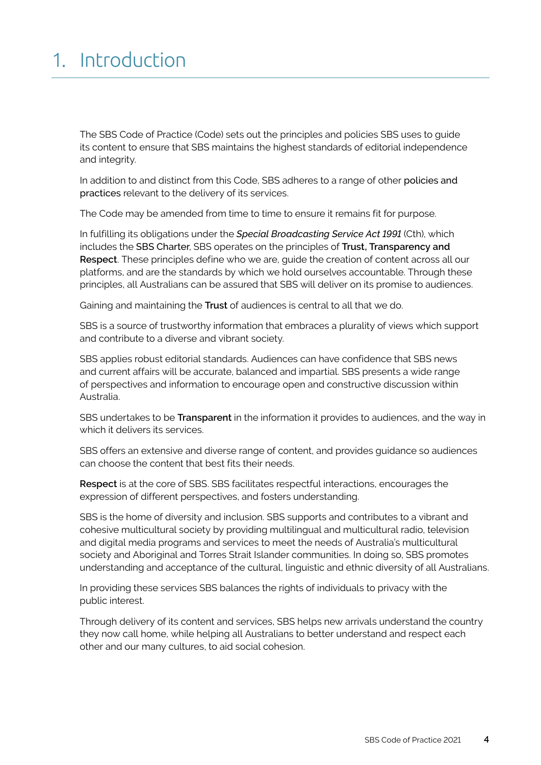# 1. Introduction

The SBS Code of Practice (Code) sets out the principles and policies SBS uses to guide its content to ensure that SBS maintains the highest standards of editorial independence and integrity.

In addition to and distinct from this Code, SBS adheres to a range of other policies and practices relevant to the delivery of its services.

The Code may be amended from time to time to ensure it remains fit for purpose.

In fulfilling its obligations under the *Special Broadcasting Service Act 1991* (Cth), which includes the SBS Charter, SBS operates on the principles of **Trust, Transparency and Respect**. These principles define who we are, guide the creation of content across all our platforms, and are the standards by which we hold ourselves accountable. Through these principles, all Australians can be assured that SBS will deliver on its promise to audiences.

Gaining and maintaining the **Trust** of audiences is central to all that we do.

SBS is a source of trustworthy information that embraces a plurality of views which support and contribute to a diverse and vibrant society.

SBS applies robust editorial standards. Audiences can have confidence that SBS news and current affairs will be accurate, balanced and impartial. SBS presents a wide range of perspectives and information to encourage open and constructive discussion within Australia.

SBS undertakes to be **Transparent** in the information it provides to audiences, and the way in which it delivers its services.

SBS offers an extensive and diverse range of content, and provides guidance so audiences can choose the content that best fits their needs.

**Respect** is at the core of SBS. SBS facilitates respectful interactions, encourages the expression of different perspectives, and fosters understanding.

SBS is the home of diversity and inclusion. SBS supports and contributes to a vibrant and cohesive multicultural society by providing multilingual and multicultural radio, television and digital media programs and services to meet the needs of Australia's multicultural society and Aboriginal and Torres Strait Islander communities. In doing so, SBS promotes understanding and acceptance of the cultural, linguistic and ethnic diversity of all Australians.

In providing these services SBS balances the rights of individuals to privacy with the public interest.

Through delivery of its content and services, SBS helps new arrivals understand the country they now call home, while helping all Australians to better understand and respect each other and our many cultures, to aid social cohesion.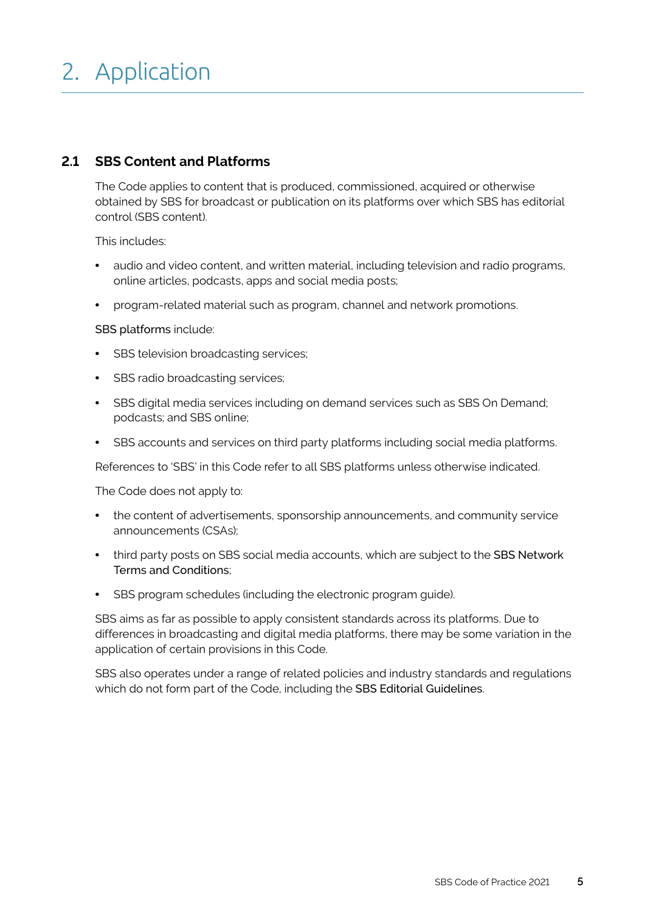# 2. Application

## 2.1 SBS Content and Platforms

The Code applies to content that is produced, commissioned, acquired or otherwise obtained by SBS for broadcast or publication on its platforms over which SBS has editorial control (SBS content).

This includes:

- audio and video content, and written material, including television and radio programs, online articles, podcasts, apps and social media posts;
- program-related material such as program, channel and network promotions.

SBS platforms include:

- SBS television broadcasting services;
- SBS radio broadcasting services;
- SBS digital media services including on demand services such as SBS On Demand; podcasts; and SBS online;
- SBS accounts and services on third party platforms including social media platforms.

References to 'SBS' in this Code refer to all SBS platforms unless otherwise indicated.

The Code does not apply to:

- the content of advertisements, sponsorship announcements, and community service announcements (CSAs);
- third party posts on SBS social media accounts, which are subject to the SBS Network Terms and Conditions;
- SBS program schedules (including the electronic program guide).

SBS aims as far as possible to apply consistent standards across its platforms. Due to differences in broadcasting and digital media platforms, there may be some variation in the application of certain provisions in this Code.

SBS also operates under a range of related policies and industry standards and regulations which do not form part of the Code, including the SBS Editorial Guidelines.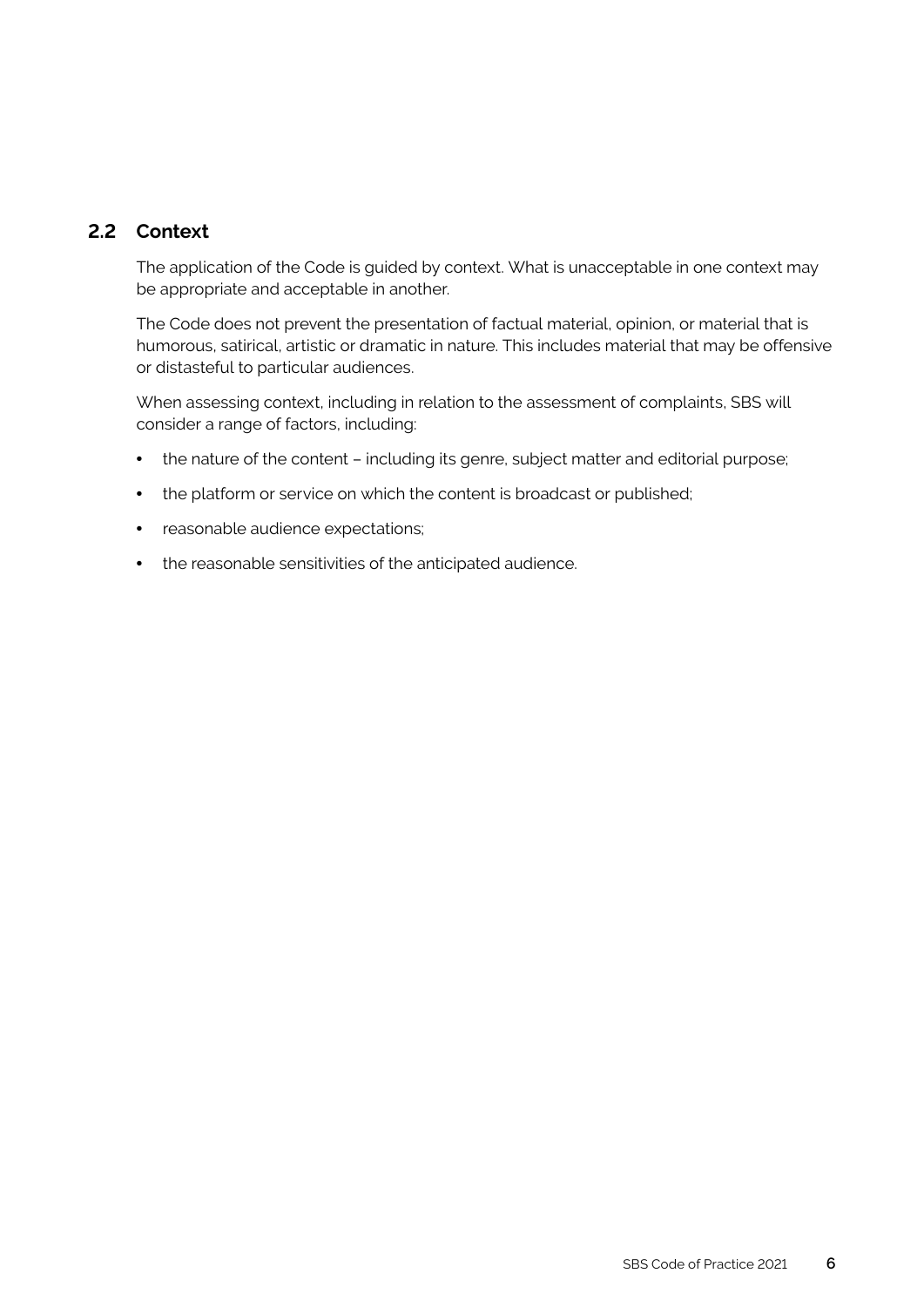## 2.2 Context

The application of the Code is guided by context. What is unacceptable in one context may be appropriate and acceptable in another.

The Code does not prevent the presentation of factual material, opinion, or material that is humorous, satirical, artistic or dramatic in nature. This includes material that may be offensive or distasteful to particular audiences.

When assessing context, including in relation to the assessment of complaints, SBS will consider a range of factors, including:

- the nature of the content – including its genre, subject matter and editorial purpose;
- the platform or service on which the content is broadcast or published;
- reasonable audience expectations;
- the reasonable sensitivities of the anticipated audience.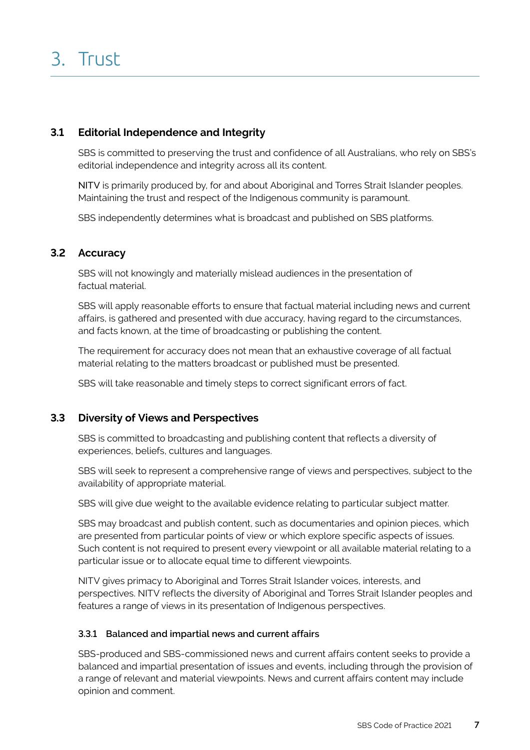# 3. Trust

## 3.1 Editorial Independence and Integrity

SBS is committed to preserving the trust and confidence of all Australians, who rely on SBS's editorial independence and integrity across all its content.

NITV is primarily produced by, for and about Aboriginal and Torres Strait Islander peoples. Maintaining the trust and respect of the Indigenous community is paramount.

SBS independently determines what is broadcast and published on SBS platforms.

## 3.2 Accuracy

SBS will not knowingly and materially mislead audiences in the presentation of factual material.

SBS will apply reasonable efforts to ensure that factual material including news and current affairs, is gathered and presented with due accuracy, having regard to the circumstances, and facts known, at the time of broadcasting or publishing the content.

The requirement for accuracy does not mean that an exhaustive coverage of all factual material relating to the matters broadcast or published must be presented.

SBS will take reasonable and timely steps to correct significant errors of fact.

## 3.3 Diversity of Views and Perspectives

SBS is committed to broadcasting and publishing content that reflects a diversity of experiences, beliefs, cultures and languages.

SBS will seek to represent a comprehensive range of views and perspectives, subject to the availability of appropriate material.

SBS will give due weight to the available evidence relating to particular subject matter.

SBS may broadcast and publish content, such as documentaries and opinion pieces, which are presented from particular points of view or which explore specific aspects of issues. Such content is not required to present every viewpoint or all available material relating to a particular issue or to allocate equal time to different viewpoints.

NITV gives primacy to Aboriginal and Torres Strait Islander voices, interests, and perspectives. NITV reflects the diversity of Aboriginal and Torres Strait Islander peoples and features a range of views in its presentation of Indigenous perspectives.

### 3.3.1 Balanced and impartial news and current affairs

SBS-produced and SBS-commissioned news and current affairs content seeks to provide a balanced and impartial presentation of issues and events, including through the provision of a range of relevant and material viewpoints. News and current affairs content may include opinion and comment.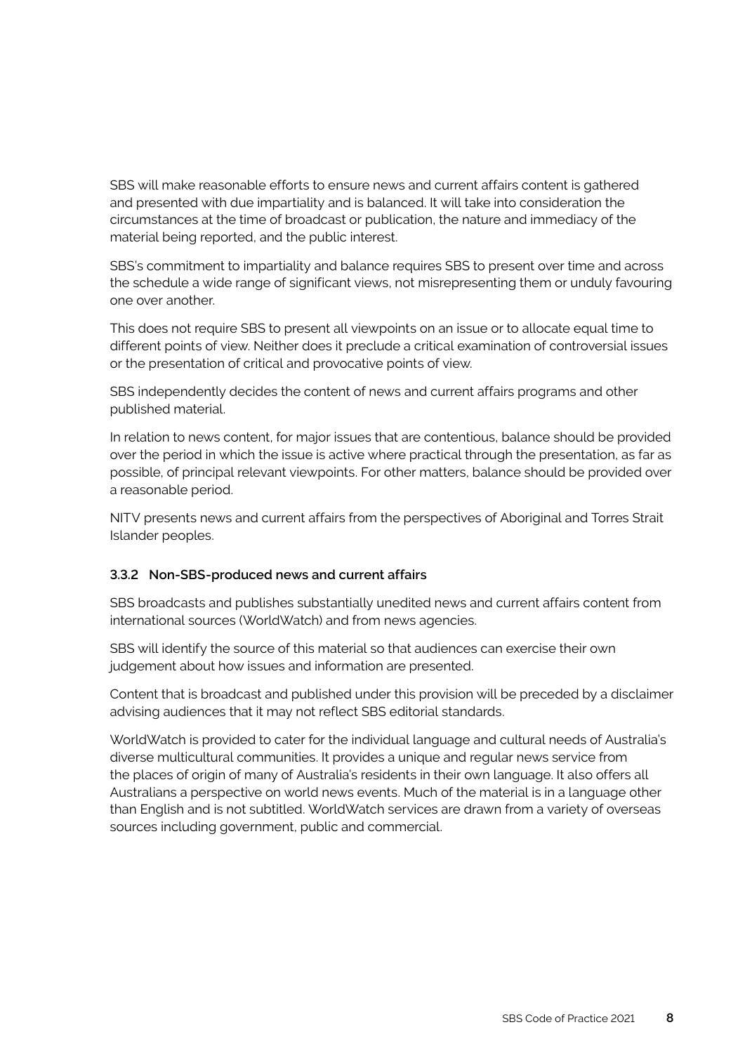SBS will make reasonable efforts to ensure news and current affairs content is gathered and presented with due impartiality and is balanced. It will take into consideration the circumstances at the time of broadcast or publication, the nature and immediacy of the material being reported, and the public interest.

SBS's commitment to impartiality and balance requires SBS to present over time and across the schedule a wide range of significant views, not misrepresenting them or unduly favouring one over another.

This does not require SBS to present all viewpoints on an issue or to allocate equal time to different points of view. Neither does it preclude a critical examination of controversial issues or the presentation of critical and provocative points of view.

SBS independently decides the content of news and current affairs programs and other published material.

In relation to news content, for major issues that are contentious, balance should be provided over the period in which the issue is active where practical through the presentation, as far as possible, of principal relevant viewpoints. For other matters, balance should be provided over a reasonable period.

NITV presents news and current affairs from the perspectives of Aboriginal and Torres Strait Islander peoples.

### 3.3.2 Non-SBS-produced news and current affairs

SBS broadcasts and publishes substantially unedited news and current affairs content from international sources (WorldWatch) and from news agencies.

SBS will identify the source of this material so that audiences can exercise their own judgement about how issues and information are presented.

Content that is broadcast and published under this provision will be preceded by a disclaimer advising audiences that it may not reflect SBS editorial standards.

WorldWatch is provided to cater for the individual language and cultural needs of Australia's diverse multicultural communities. It provides a unique and regular news service from the places of origin of many of Australia's residents in their own language. It also offers all Australians a perspective on world news events. Much of the material is in a language other than English and is not subtitled. WorldWatch services are drawn from a variety of overseas sources including government, public and commercial.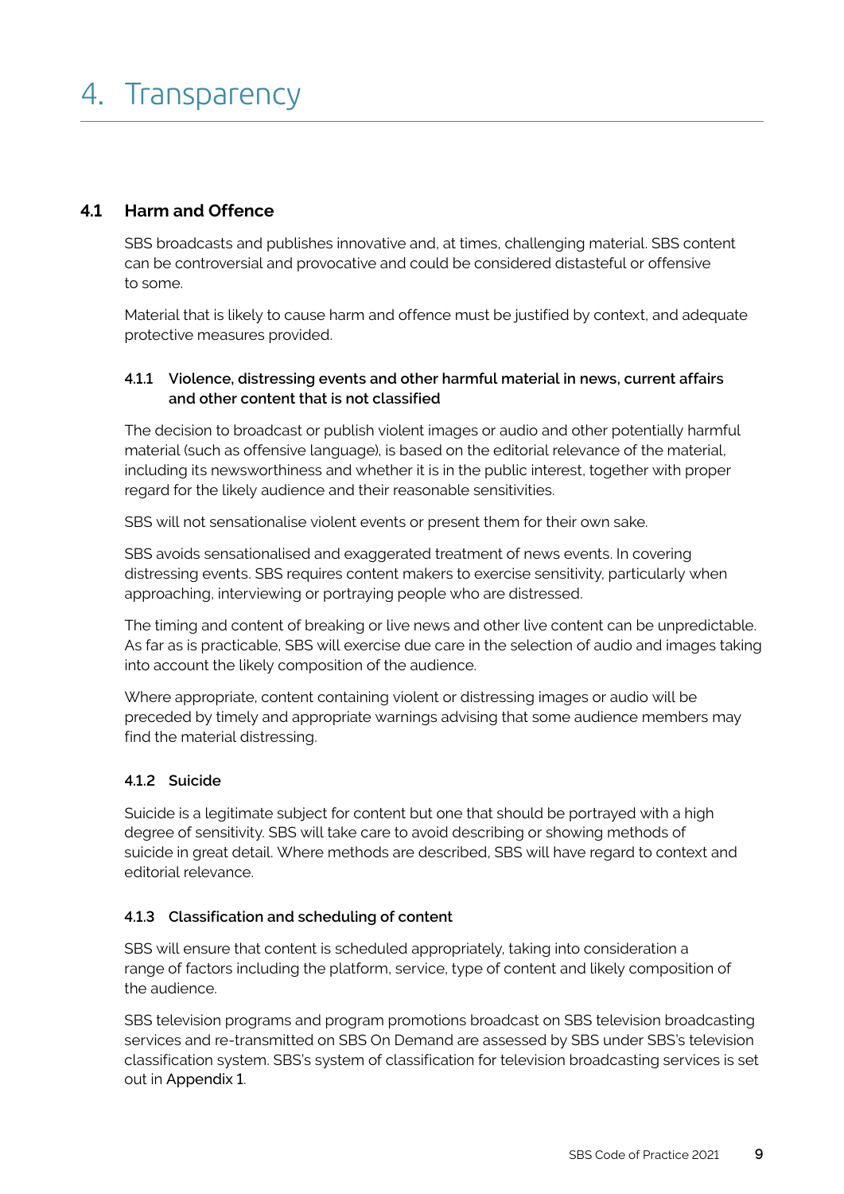# 4. Transparency

## 4.1 Harm and Offence

SBS broadcasts and publishes innovative and, at times, challenging material. SBS content can be controversial and provocative and could be considered distasteful or offensive to some.

Material that is likely to cause harm and offence must be justified by context, and adequate protective measures provided.

### 4.1.1 Violence, distressing events and other harmful material in news, current affairs and other content that is not classified

The decision to broadcast or publish violent images or audio and other potentially harmful material (such as offensive language), is based on the editorial relevance of the material, including its newsworthiness and whether it is in the public interest, together with proper regard for the likely audience and their reasonable sensitivities.

SBS will not sensationalise violent events or present them for their own sake.

SBS avoids sensationalised and exaggerated treatment of news events. In covering distressing events. SBS requires content makers to exercise sensitivity, particularly when approaching, interviewing or portraying people who are distressed.

The timing and content of breaking or live news and other live content can be unpredictable. As far as is practicable, SBS will exercise due care in the selection of audio and images taking into account the likely composition of the audience.

Where appropriate, content containing violent or distressing images or audio will be preceded by timely and appropriate warnings advising that some audience members may find the material distressing.

### 4.1.2 Suicide

Suicide is a legitimate subject for content but one that should be portrayed with a high degree of sensitivity. SBS will take care to avoid describing or showing methods of suicide in great detail. Where methods are described, SBS will have regard to context and editorial relevance.

### 4.1.3 Classification and scheduling of content

SBS will ensure that content is scheduled appropriately, taking into consideration a range of factors including the platform, service, type of content and likely composition of the audience.

SBS television programs and program promotions broadcast on SBS television broadcasting services and re-transmitted on SBS On Demand are assessed by SBS under SBS's television classification system. SBS's system of classification for television broadcasting services is set out in Appendix 1.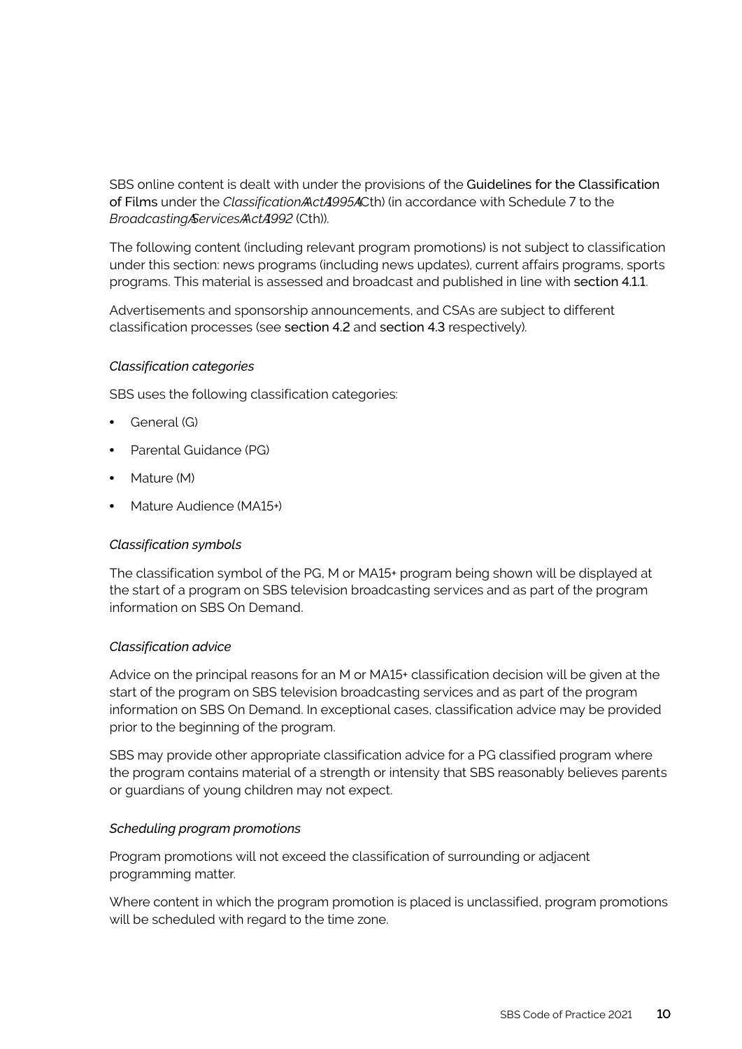SBS online content is dealt with under the provisions of the Guidelines for the Classification of Films under the *Classification Act 1995* (Cth) (in accordance with Schedule 7 to the *Broadcasting Services Act 1992* (Cth)).

The following content (including relevant program promotions) is not subject to classification under this section: news programs (including news updates), current affairs programs, sports programs. This material is assessed and broadcast and published in line with section 4.1.1.

Advertisements and sponsorship announcements, and CSAs are subject to different classification processes (see section 4.2 and section 4.3 respectively).

*Classification categories*

SBS uses the following classification categories:

- General (G)
- Parental Guidance (PG)
- Mature (M)
- Mature Audience (MA15+)

*Classification symbols*

The classification symbol of the PG, M or MA15+ program being shown will be displayed at the start of a program on SBS television broadcasting services and as part of the program information on SBS On Demand.

*Classification advice*

Advice on the principal reasons for an M or MA15+ classification decision will be given at the start of the program on SBS television broadcasting services and as part of the program information on SBS On Demand. In exceptional cases, classification advice may be provided prior to the beginning of the program.

SBS may provide other appropriate classification advice for a PG classified program where the program contains material of a strength or intensity that SBS reasonably believes parents or guardians of young children may not expect.

*Scheduling program promotions*

Program promotions will not exceed the classification of surrounding or adjacent programming matter.

Where content in which the program promotion is placed is unclassified, program promotions will be scheduled with regard to the time zone.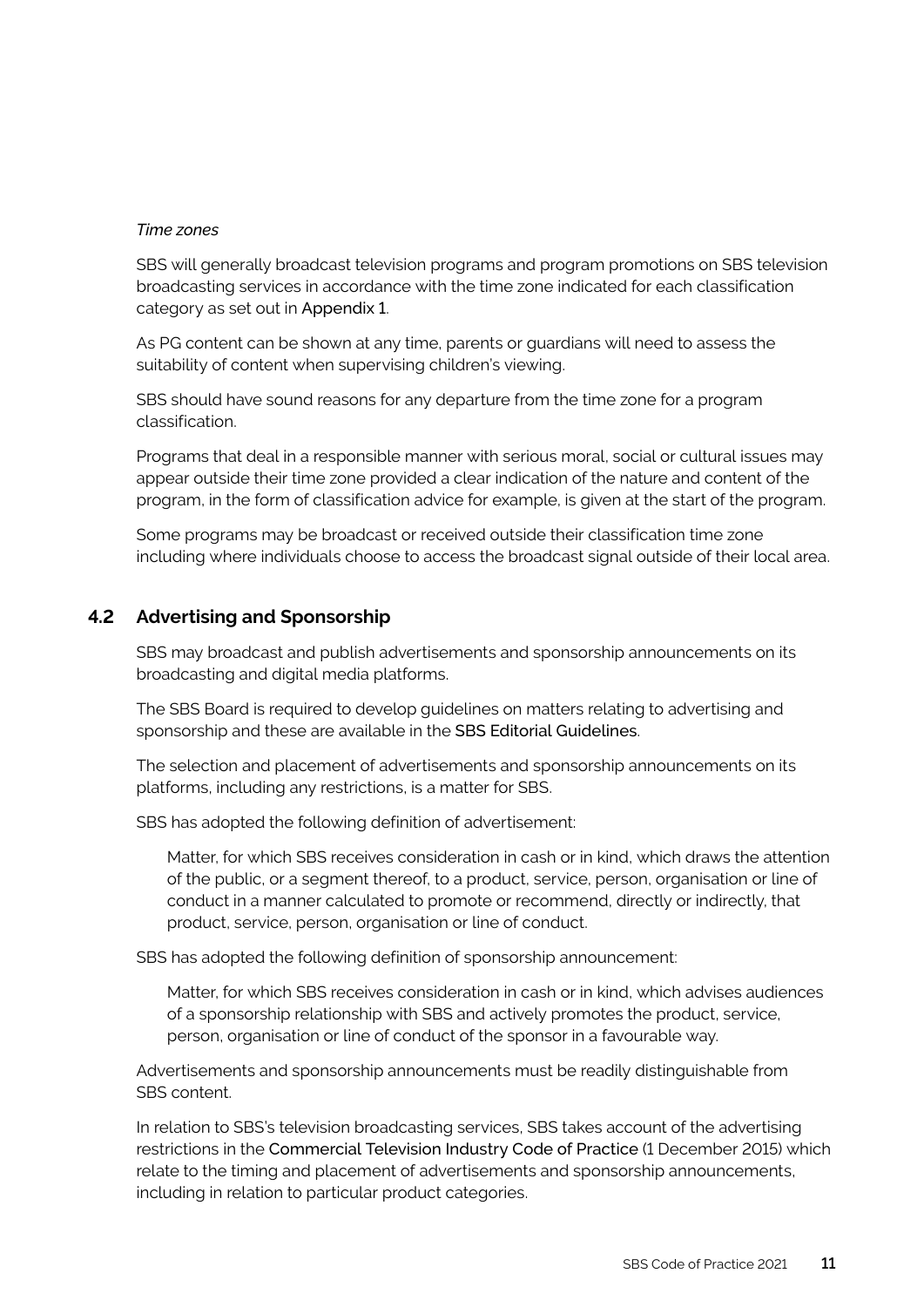*Time zones*

SBS will generally broadcast television programs and program promotions on SBS television broadcasting services in accordance with the time zone indicated for each classification category as set out in Appendix 1.

As PG content can be shown at any time, parents or guardians will need to assess the suitability of content when supervising children's viewing.

SBS should have sound reasons for any departure from the time zone for a program classification.

Programs that deal in a responsible manner with serious moral, social or cultural issues may appear outside their time zone provided a clear indication of the nature and content of the program, in the form of classification advice for example, is given at the start of the program.

Some programs may be broadcast or received outside their classification time zone including where individuals choose to access the broadcast signal outside of their local area.

## 4.2 Advertising and Sponsorship

SBS may broadcast and publish advertisements and sponsorship announcements on its broadcasting and digital media platforms.

The SBS Board is required to develop guidelines on matters relating to advertising and sponsorship and these are available in the SBS Editorial Guidelines.

The selection and placement of advertisements and sponsorship announcements on its platforms, including any restrictions, is a matter for SBS.

SBS has adopted the following definition of advertisement:

> Matter, for which SBS receives consideration in cash or in kind, which draws the attention of the public, or a segment thereof, to a product, service, person, organisation or line of conduct in a manner calculated to promote or recommend, directly or indirectly, that product, service, person, organisation or line of conduct.

SBS has adopted the following definition of sponsorship announcement:

> Matter, for which SBS receives consideration in cash or in kind, which advises audiences of a sponsorship relationship with SBS and actively promotes the product, service, person, organisation or line of conduct of the sponsor in a favourable way.

Advertisements and sponsorship announcements must be readily distinguishable from SBS content.

In relation to SBS's television broadcasting services, SBS takes account of the advertising restrictions in the Commercial Television Industry Code of Practice (1 December 2015) which relate to the timing and placement of advertisements and sponsorship announcements, including in relation to particular product categories.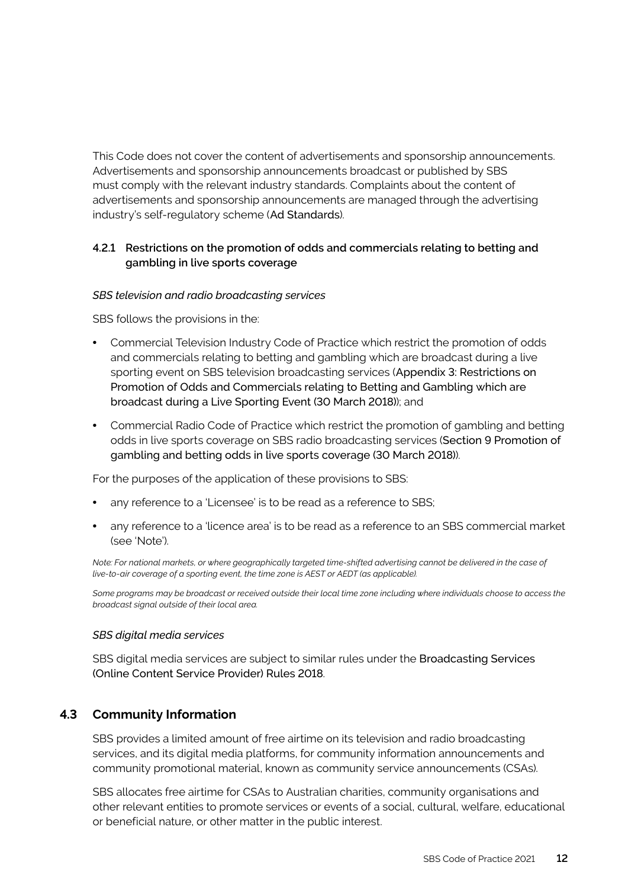This Code does not cover the content of advertisements and sponsorship announcements. Advertisements and sponsorship announcements broadcast or published by SBS must comply with the relevant industry standards. Complaints about the content of advertisements and sponsorship announcements are managed through the advertising industry's self-regulatory scheme (Ad Standards).

#### 4.2.1 Restrictions on the promotion of odds and commercials relating to betting and gambling in live sports coverage

*SBS television and radio broadcasting services*

SBS follows the provisions in the:

- Commercial Television Industry Code of Practice which restrict the promotion of odds and commercials relating to betting and gambling which are broadcast during a live sporting event on SBS television broadcasting services (Appendix 3: Restrictions on Promotion of Odds and Commercials relating to Betting and Gambling which are broadcast during a Live Sporting Event (30 March 2018)); and
- Commercial Radio Code of Practice which restrict the promotion of gambling and betting odds in live sports coverage on SBS radio broadcasting services (Section 9 Promotion of gambling and betting odds in live sports coverage (30 March 2018)).

For the purposes of the application of these provisions to SBS:

- any reference to a 'Licensee' is to be read as a reference to SBS;
- any reference to a 'licence area' is to be read as a reference to an SBS commercial market (see 'Note').

*Note: For national markets, or where geographically targeted time-shifted advertising cannot be delivered in the case of live-to-air coverage of a sporting event, the time zone is AEST or AEDT (as applicable).*

*Some programs may be broadcast or received outside their local time zone including where individuals choose to access the broadcast signal outside of their local area.*

*SBS digital media services*

SBS digital media services are subject to similar rules under the Broadcasting Services (Online Content Service Provider) Rules 2018.

### 4.3 Community Information

SBS provides a limited amount of free airtime on its television and radio broadcasting services, and its digital media platforms, for community information announcements and community promotional material, known as community service announcements (CSAs).

SBS allocates free airtime for CSAs to Australian charities, community organisations and other relevant entities to promote services or events of a social, cultural, welfare, educational or beneficial nature, or other matter in the public interest.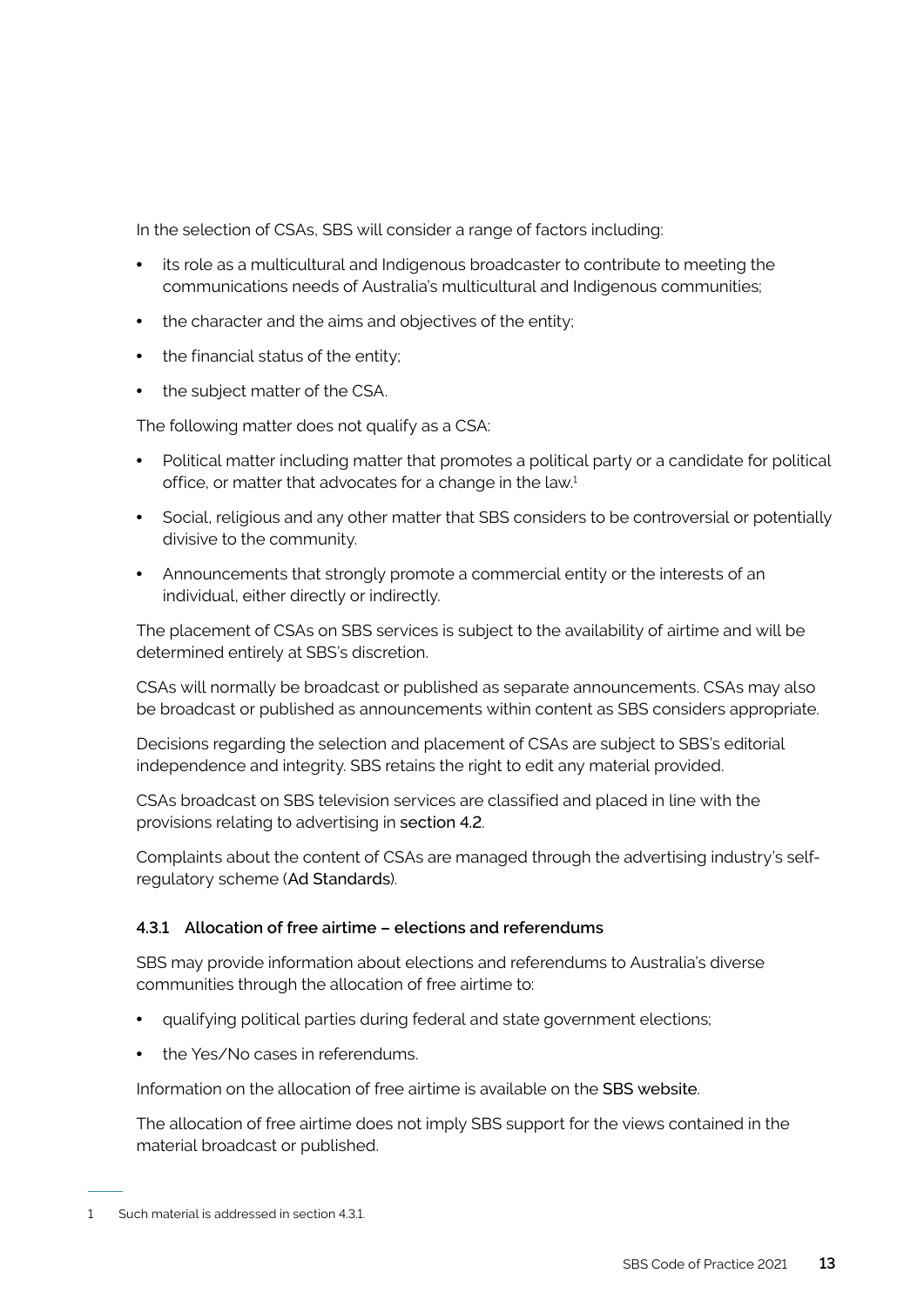In the selection of CSAs, SBS will consider a range of factors including:

- its role as a multicultural and Indigenous broadcaster to contribute to meeting the communications needs of Australia's multicultural and Indigenous communities;
- the character and the aims and objectives of the entity;
- the financial status of the entity;
- the subject matter of the CSA.

The following matter does not qualify as a CSA:

- Political matter including matter that promotes a political party or a candidate for political office, or matter that advocates for a change in the law.[1]
- Social, religious and any other matter that SBS considers to be controversial or potentially divisive to the community.
- Announcements that strongly promote a commercial entity or the interests of an individual, either directly or indirectly.

The placement of CSAs on SBS services is subject to the availability of airtime and will be determined entirely at SBS's discretion.

CSAs will normally be broadcast or published as separate announcements. CSAs may also be broadcast or published as announcements within content as SBS considers appropriate.

Decisions regarding the selection and placement of CSAs are subject to SBS's editorial independence and integrity. SBS retains the right to edit any material provided.

CSAs broadcast on SBS television services are classified and placed in line with the provisions relating to advertising in section 4.2.

Complaints about the content of CSAs are managed through the advertising industry's self-regulatory scheme (Ad Standards).

#### 4.3.1 Allocation of free airtime – elections and referendums

SBS may provide information about elections and referendums to Australia's diverse communities through the allocation of free airtime to:

- qualifying political parties during federal and state government elections;
- the Yes/No cases in referendums.

Information on the allocation of free airtime is available on the SBS website.

The allocation of free airtime does not imply SBS support for the views contained in the material broadcast or published.

---

1 Such material is addressed in section 4.3.1.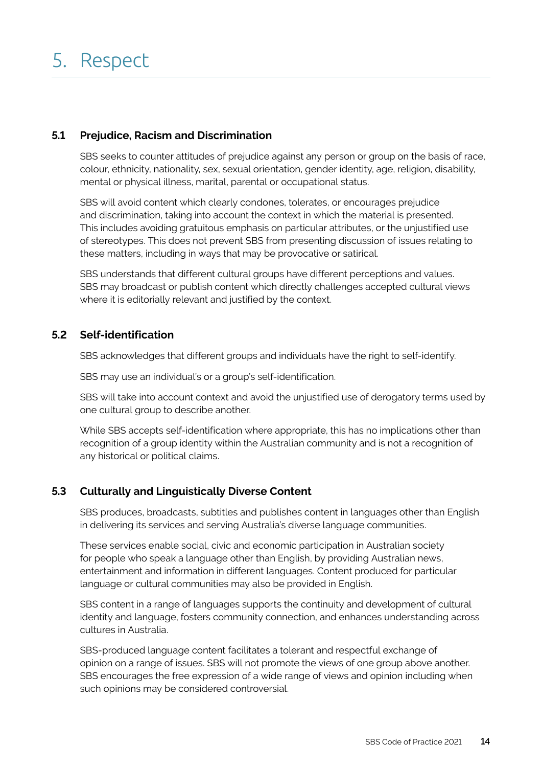# 5. Respect

## 5.1 Prejudice, Racism and Discrimination

SBS seeks to counter attitudes of prejudice against any person or group on the basis of race, colour, ethnicity, nationality, sex, sexual orientation, gender identity, age, religion, disability, mental or physical illness, marital, parental or occupational status.

SBS will avoid content which clearly condones, tolerates, or encourages prejudice and discrimination, taking into account the context in which the material is presented. This includes avoiding gratuitous emphasis on particular attributes, or the unjustified use of stereotypes. This does not prevent SBS from presenting discussion of issues relating to these matters, including in ways that may be provocative or satirical.

SBS understands that different cultural groups have different perceptions and values. SBS may broadcast or publish content which directly challenges accepted cultural views where it is editorially relevant and justified by the context.

## 5.2 Self-identification

SBS acknowledges that different groups and individuals have the right to self-identify.

SBS may use an individual's or a group's self-identification.

SBS will take into account context and avoid the unjustified use of derogatory terms used by one cultural group to describe another.

While SBS accepts self-identification where appropriate, this has no implications other than recognition of a group identity within the Australian community and is not a recognition of any historical or political claims.

## 5.3 Culturally and Linguistically Diverse Content

SBS produces, broadcasts, subtitles and publishes content in languages other than English in delivering its services and serving Australia's diverse language communities.

These services enable social, civic and economic participation in Australian society for people who speak a language other than English, by providing Australian news, entertainment and information in different languages. Content produced for particular language or cultural communities may also be provided in English.

SBS content in a range of languages supports the continuity and development of cultural identity and language, fosters community connection, and enhances understanding across cultures in Australia.

SBS-produced language content facilitates a tolerant and respectful exchange of opinion on a range of issues. SBS will not promote the views of one group above another. SBS encourages the free expression of a wide range of views and opinion including when such opinions may be considered controversial.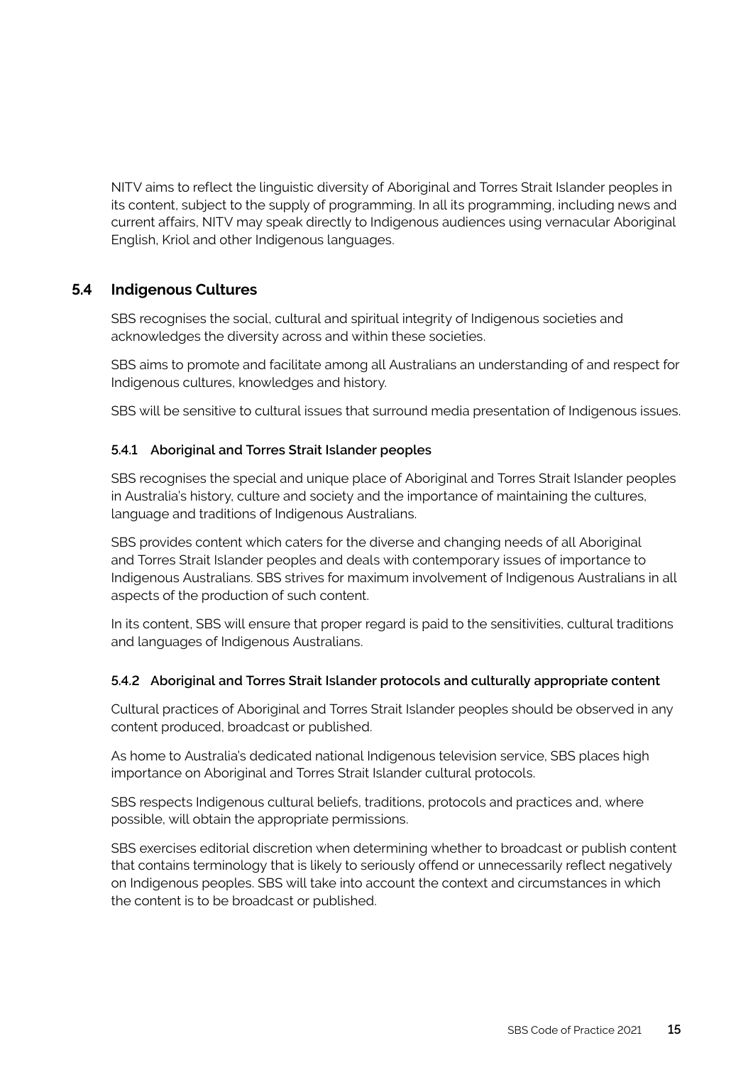NITV aims to reflect the linguistic diversity of Aboriginal and Torres Strait Islander peoples in its content, subject to the supply of programming. In all its programming, including news and current affairs, NITV may speak directly to Indigenous audiences using vernacular Aboriginal English, Kriol and other Indigenous languages.

## 5.4 Indigenous Cultures

SBS recognises the social, cultural and spiritual integrity of Indigenous societies and acknowledges the diversity across and within these societies.

SBS aims to promote and facilitate among all Australians an understanding of and respect for Indigenous cultures, knowledges and history.

SBS will be sensitive to cultural issues that surround media presentation of Indigenous issues.

### 5.4.1 Aboriginal and Torres Strait Islander peoples

SBS recognises the special and unique place of Aboriginal and Torres Strait Islander peoples in Australia's history, culture and society and the importance of maintaining the cultures, language and traditions of Indigenous Australians.

SBS provides content which caters for the diverse and changing needs of all Aboriginal and Torres Strait Islander peoples and deals with contemporary issues of importance to Indigenous Australians. SBS strives for maximum involvement of Indigenous Australians in all aspects of the production of such content.

In its content, SBS will ensure that proper regard is paid to the sensitivities, cultural traditions and languages of Indigenous Australians.

### 5.4.2 Aboriginal and Torres Strait Islander protocols and culturally appropriate content

Cultural practices of Aboriginal and Torres Strait Islander peoples should be observed in any content produced, broadcast or published.

As home to Australia's dedicated national Indigenous television service, SBS places high importance on Aboriginal and Torres Strait Islander cultural protocols.

SBS respects Indigenous cultural beliefs, traditions, protocols and practices and, where possible, will obtain the appropriate permissions.

SBS exercises editorial discretion when determining whether to broadcast or publish content that contains terminology that is likely to seriously offend or unnecessarily reflect negatively on Indigenous peoples. SBS will take into account the context and circumstances in which the content is to be broadcast or published.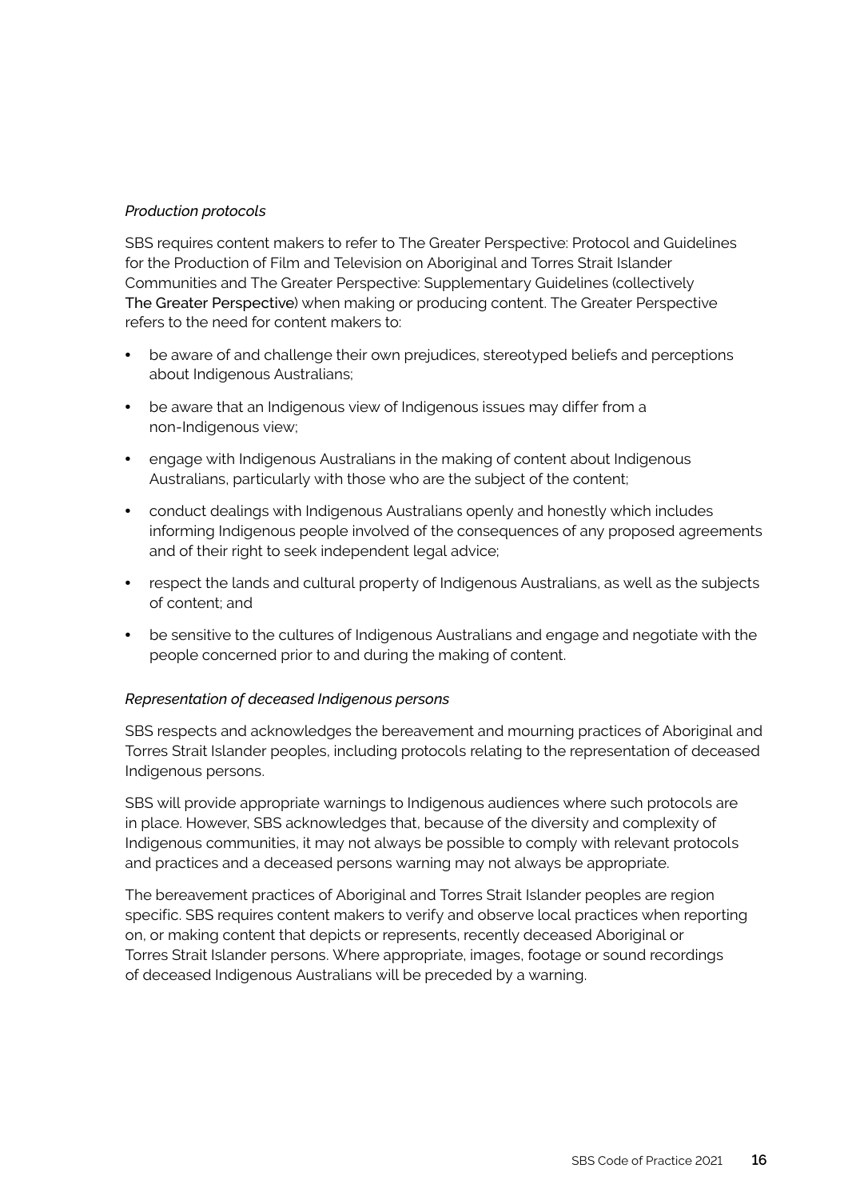*Production protocols*

SBS requires content makers to refer to The Greater Perspective: Protocol and Guidelines for the Production of Film and Television on Aboriginal and Torres Strait Islander Communities and The Greater Perspective: Supplementary Guidelines (collectively The Greater Perspective) when making or producing content. The Greater Perspective refers to the need for content makers to:

- be aware of and challenge their own prejudices, stereotyped beliefs and perceptions about Indigenous Australians;
- be aware that an Indigenous view of Indigenous issues may differ from a non-Indigenous view;
- engage with Indigenous Australians in the making of content about Indigenous Australians, particularly with those who are the subject of the content;
- conduct dealings with Indigenous Australians openly and honestly which includes informing Indigenous people involved of the consequences of any proposed agreements and of their right to seek independent legal advice;
- respect the lands and cultural property of Indigenous Australians, as well as the subjects of content; and
- be sensitive to the cultures of Indigenous Australians and engage and negotiate with the people concerned prior to and during the making of content.

*Representation of deceased Indigenous persons*

SBS respects and acknowledges the bereavement and mourning practices of Aboriginal and Torres Strait Islander peoples, including protocols relating to the representation of deceased Indigenous persons.

SBS will provide appropriate warnings to Indigenous audiences where such protocols are in place. However, SBS acknowledges that, because of the diversity and complexity of Indigenous communities, it may not always be possible to comply with relevant protocols and practices and a deceased persons warning may not always be appropriate.

The bereavement practices of Aboriginal and Torres Strait Islander peoples are region specific. SBS requires content makers to verify and observe local practices when reporting on, or making content that depicts or represents, recently deceased Aboriginal or Torres Strait Islander persons. Where appropriate, images, footage or sound recordings of deceased Indigenous Australians will be preceded by a warning.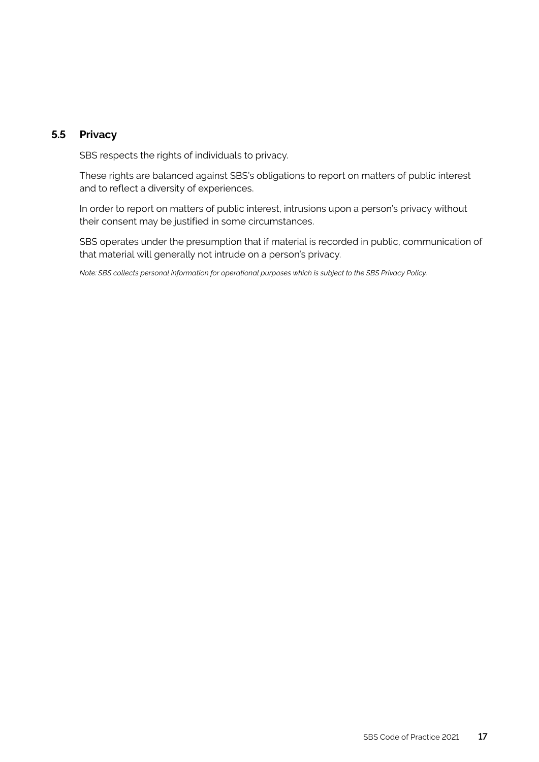## 5.5 Privacy

SBS respects the rights of individuals to privacy.

These rights are balanced against SBS's obligations to report on matters of public interest and to reflect a diversity of experiences.

In order to report on matters of public interest, intrusions upon a person's privacy without their consent may be justified in some circumstances.

SBS operates under the presumption that if material is recorded in public, communication of that material will generally not intrude on a person's privacy.

*Note: SBS collects personal information for operational purposes which is subject to the SBS Privacy Policy.*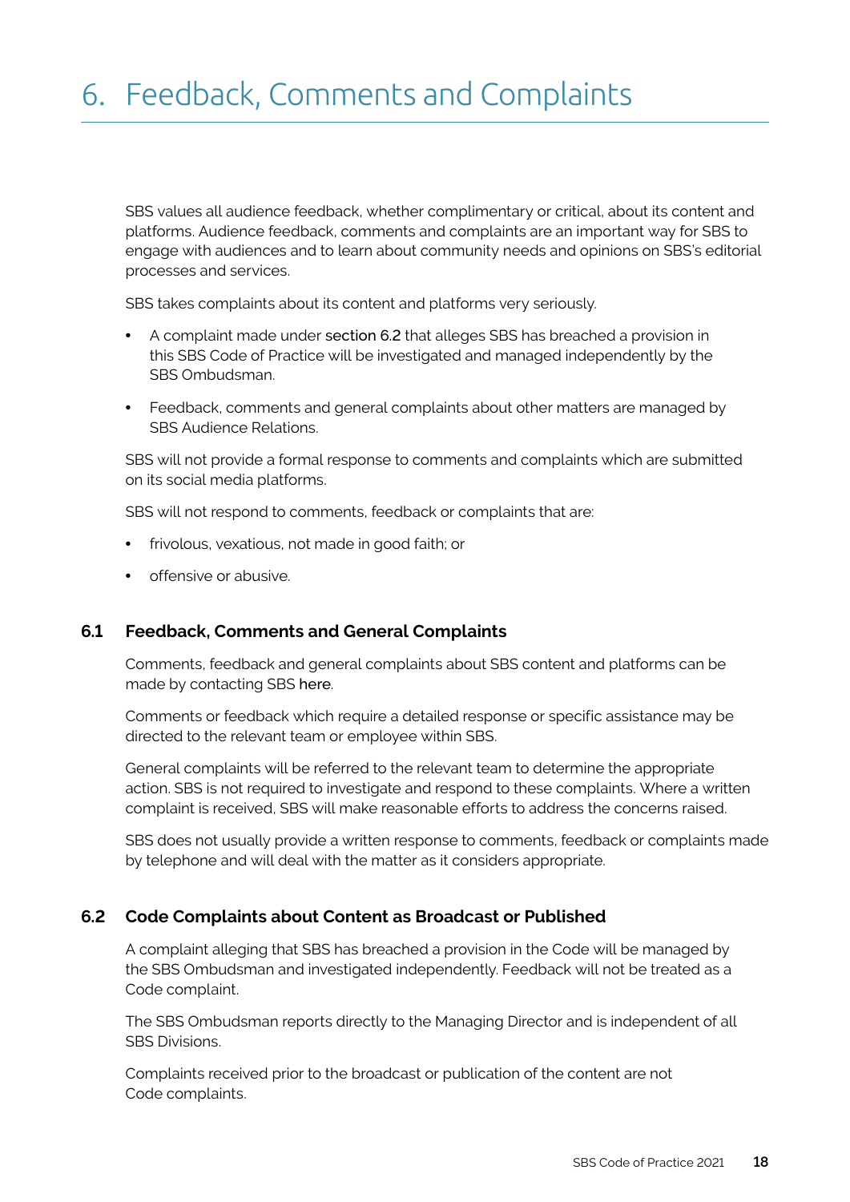# 6. Feedback, Comments and Complaints

SBS values all audience feedback, whether complimentary or critical, about its content and platforms. Audience feedback, comments and complaints are an important way for SBS to engage with audiences and to learn about community needs and opinions on SBS's editorial processes and services.

SBS takes complaints about its content and platforms very seriously.

- A complaint made under section 6.2 that alleges SBS has breached a provision in this SBS Code of Practice will be investigated and managed independently by the SBS Ombudsman.
- Feedback, comments and general complaints about other matters are managed by SBS Audience Relations.

SBS will not provide a formal response to comments and complaints which are submitted on its social media platforms.

SBS will not respond to comments, feedback or complaints that are:

- frivolous, vexatious, not made in good faith; or
- offensive or abusive.

## 6.1 Feedback, Comments and General Complaints

Comments, feedback and general complaints about SBS content and platforms can be made by contacting SBS here.

Comments or feedback which require a detailed response or specific assistance may be directed to the relevant team or employee within SBS.

General complaints will be referred to the relevant team to determine the appropriate action. SBS is not required to investigate and respond to these complaints. Where a written complaint is received, SBS will make reasonable efforts to address the concerns raised.

SBS does not usually provide a written response to comments, feedback or complaints made by telephone and will deal with the matter as it considers appropriate.

## 6.2 Code Complaints about Content as Broadcast or Published

A complaint alleging that SBS has breached a provision in the Code will be managed by the SBS Ombudsman and investigated independently. Feedback will not be treated as a Code complaint.

The SBS Ombudsman reports directly to the Managing Director and is independent of all SBS Divisions.

Complaints received prior to the broadcast or publication of the content are not Code complaints.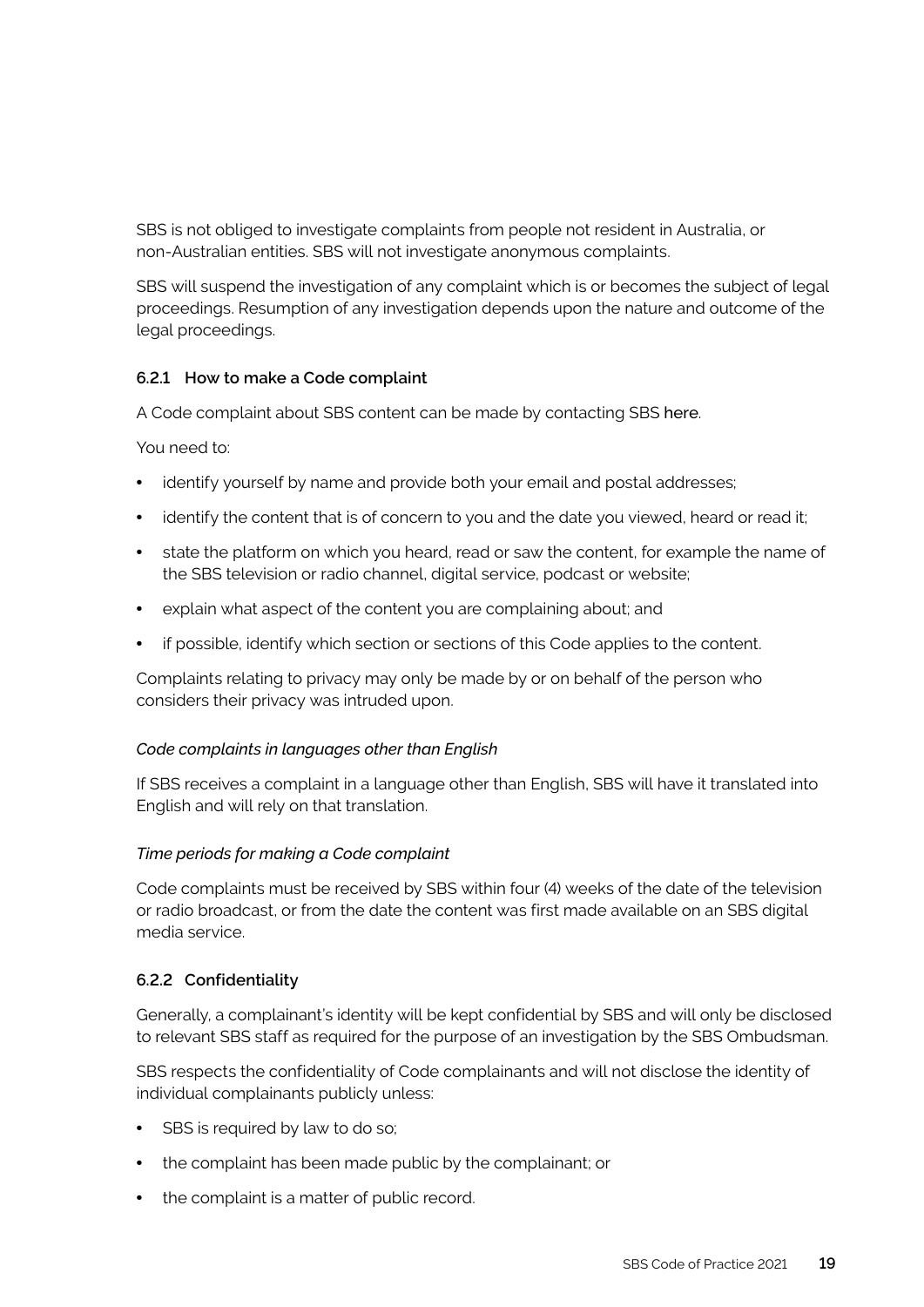SBS is not obliged to investigate complaints from people not resident in Australia, or non-Australian entities. SBS will not investigate anonymous complaints.

SBS will suspend the investigation of any complaint which is or becomes the subject of legal proceedings. Resumption of any investigation depends upon the nature and outcome of the legal proceedings.

#### 6.2.1 How to make a Code complaint

A Code complaint about SBS content can be made by contacting SBS here.

You need to:

- identify yourself by name and provide both your email and postal addresses;
- identify the content that is of concern to you and the date you viewed, heard or read it;
- state the platform on which you heard, read or saw the content, for example the name of the SBS television or radio channel, digital service, podcast or website;
- explain what aspect of the content you are complaining about; and
- if possible, identify which section or sections of this Code applies to the content.

Complaints relating to privacy may only be made by or on behalf of the person who considers their privacy was intruded upon.

*Code complaints in languages other than English*

If SBS receives a complaint in a language other than English, SBS will have it translated into English and will rely on that translation.

*Time periods for making a Code complaint*

Code complaints must be received by SBS within four (4) weeks of the date of the television or radio broadcast, or from the date the content was first made available on an SBS digital media service.

#### 6.2.2 Confidentiality

Generally, a complainant's identity will be kept confidential by SBS and will only be disclosed to relevant SBS staff as required for the purpose of an investigation by the SBS Ombudsman.

SBS respects the confidentiality of Code complainants and will not disclose the identity of individual complainants publicly unless:

- SBS is required by law to do so;
- the complaint has been made public by the complainant; or
- the complaint is a matter of public record.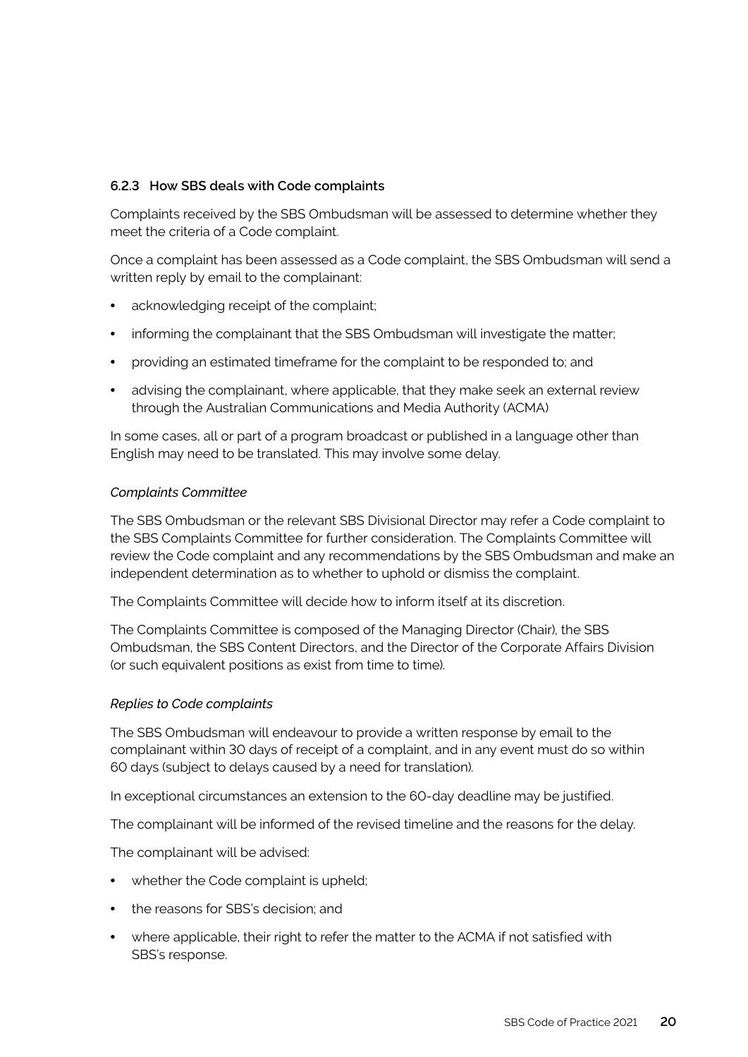### 6.2.3 How SBS deals with Code complaints

Complaints received by the SBS Ombudsman will be assessed to determine whether they meet the criteria of a Code complaint.

Once a complaint has been assessed as a Code complaint, the SBS Ombudsman will send a written reply by email to the complainant:

- acknowledging receipt of the complaint;
- informing the complainant that the SBS Ombudsman will investigate the matter;
- providing an estimated timeframe for the complaint to be responded to; and
- advising the complainant, where applicable, that they make seek an external review through the Australian Communications and Media Authority (ACMA)

In some cases, all or part of a program broadcast or published in a language other than English may need to be translated. This may involve some delay.

*Complaints Committee*

The SBS Ombudsman or the relevant SBS Divisional Director may refer a Code complaint to the SBS Complaints Committee for further consideration. The Complaints Committee will review the Code complaint and any recommendations by the SBS Ombudsman and make an independent determination as to whether to uphold or dismiss the complaint.

The Complaints Committee will decide how to inform itself at its discretion.

The Complaints Committee is composed of the Managing Director (Chair), the SBS Ombudsman, the SBS Content Directors, and the Director of the Corporate Affairs Division (or such equivalent positions as exist from time to time).

*Replies to Code complaints*

The SBS Ombudsman will endeavour to provide a written response by email to the complainant within 30 days of receipt of a complaint, and in any event must do so within 60 days (subject to delays caused by a need for translation).

In exceptional circumstances an extension to the 60-day deadline may be justified.

The complainant will be informed of the revised timeline and the reasons for the delay.

The complainant will be advised:

- whether the Code complaint is upheld;
- the reasons for SBS's decision; and
- where applicable, their right to refer the matter to the ACMA if not satisfied with SBS's response.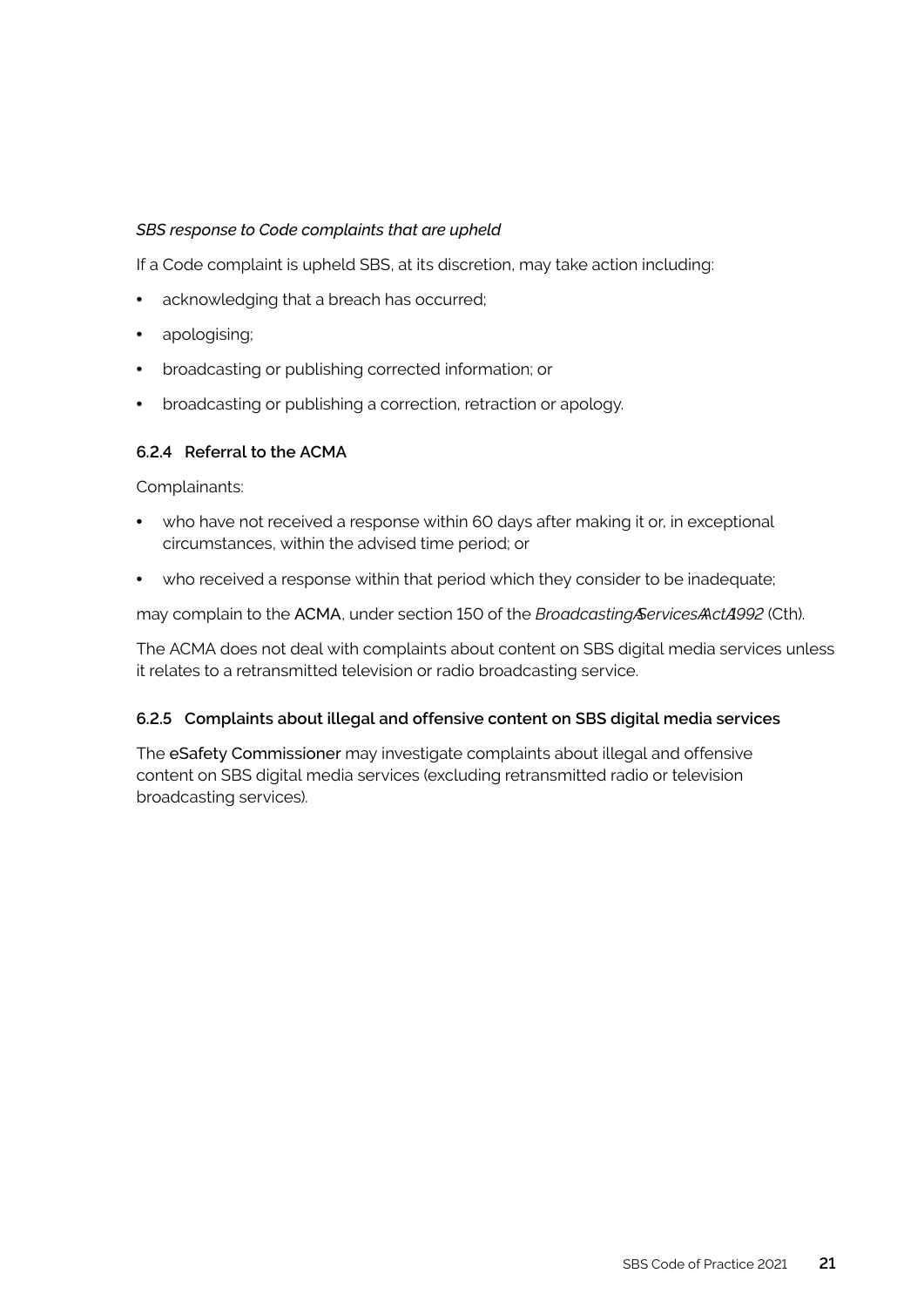*SBS response to Code complaints that are upheld*

If a Code complaint is upheld SBS, at its discretion, may take action including:

- acknowledging that a breach has occurred;
- apologising;
- broadcasting or publishing corrected information; or
- broadcasting or publishing a correction, retraction or apology.

### 6.2.4 Referral to the ACMA

Complainants:

- who have not received a response within 60 days after making it or, in exceptional circumstances, within the advised time period; or
- who received a response within that period which they consider to be inadequate;

may complain to the ACMA, under section 150 of the *Broadcasting Services Act 1992* (Cth).

The ACMA does not deal with complaints about content on SBS digital media services unless it relates to a retransmitted television or radio broadcasting service.

### 6.2.5 Complaints about illegal and offensive content on SBS digital media services

The eSafety Commissioner may investigate complaints about illegal and offensive content on SBS digital media services (excluding retransmitted radio or television broadcasting services).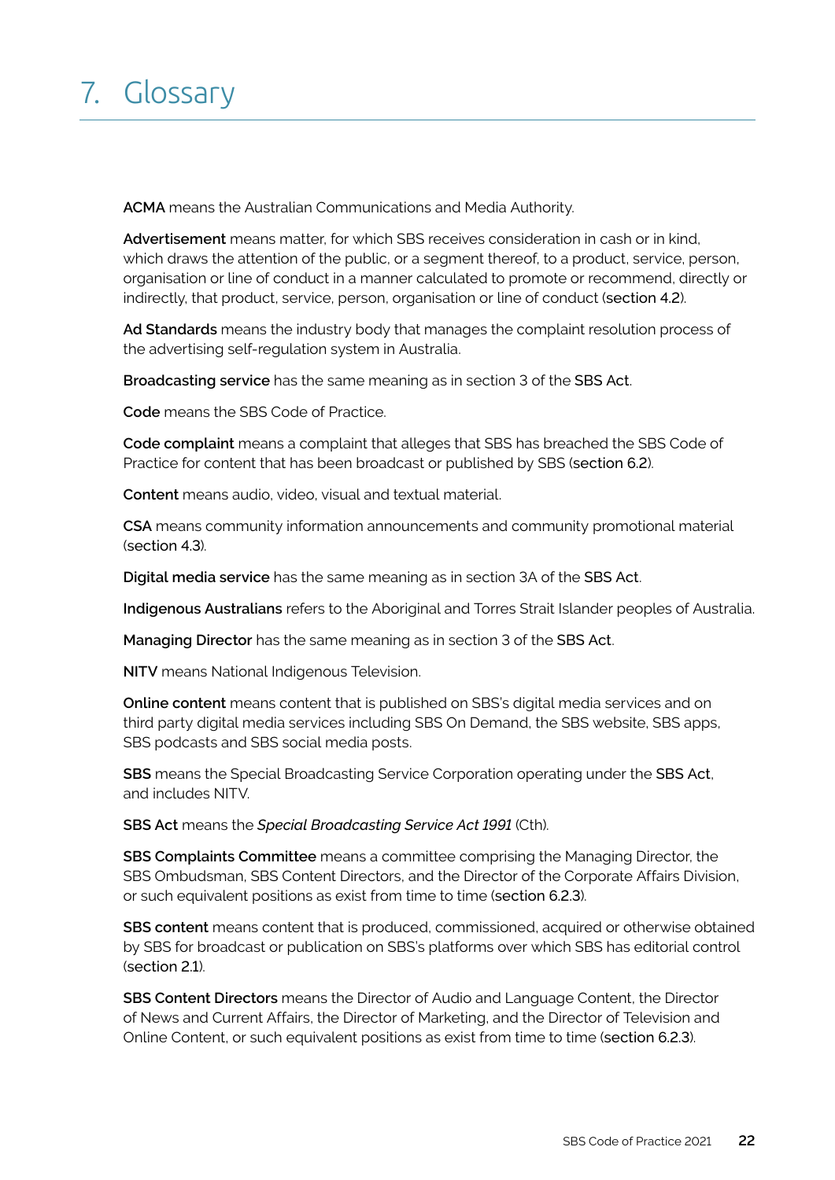# 7. Glossary

**ACMA** means the Australian Communications and Media Authority.

**Advertisement** means matter, for which SBS receives consideration in cash or in kind, which draws the attention of the public, or a segment thereof, to a product, service, person, organisation or line of conduct in a manner calculated to promote or recommend, directly or indirectly, that product, service, person, organisation or line of conduct (section 4.2).

**Ad Standards** means the industry body that manages the complaint resolution process of the advertising self-regulation system in Australia.

**Broadcasting service** has the same meaning as in section 3 of the SBS Act.

**Code** means the SBS Code of Practice.

**Code complaint** means a complaint that alleges that SBS has breached the SBS Code of Practice for content that has been broadcast or published by SBS (section 6.2).

**Content** means audio, video, visual and textual material.

**CSA** means community information announcements and community promotional material (section 4.3).

**Digital media service** has the same meaning as in section 3A of the SBS Act.

**Indigenous Australians** refers to the Aboriginal and Torres Strait Islander peoples of Australia.

**Managing Director** has the same meaning as in section 3 of the SBS Act.

**NITV** means National Indigenous Television.

**Online content** means content that is published on SBS's digital media services and on third party digital media services including SBS On Demand, the SBS website, SBS apps, SBS podcasts and SBS social media posts.

**SBS** means the Special Broadcasting Service Corporation operating under the SBS Act, and includes NITV.

**SBS Act** means the *Special Broadcasting Service Act 1991* (Cth).

**SBS Complaints Committee** means a committee comprising the Managing Director, the SBS Ombudsman, SBS Content Directors, and the Director of the Corporate Affairs Division, or such equivalent positions as exist from time to time (section 6.2.3).

**SBS content** means content that is produced, commissioned, acquired or otherwise obtained by SBS for broadcast or publication on SBS's platforms over which SBS has editorial control (section 2.1).

**SBS Content Directors** means the Director of Audio and Language Content, the Director of News and Current Affairs, the Director of Marketing, and the Director of Television and Online Content, or such equivalent positions as exist from time to time (section 6.2.3).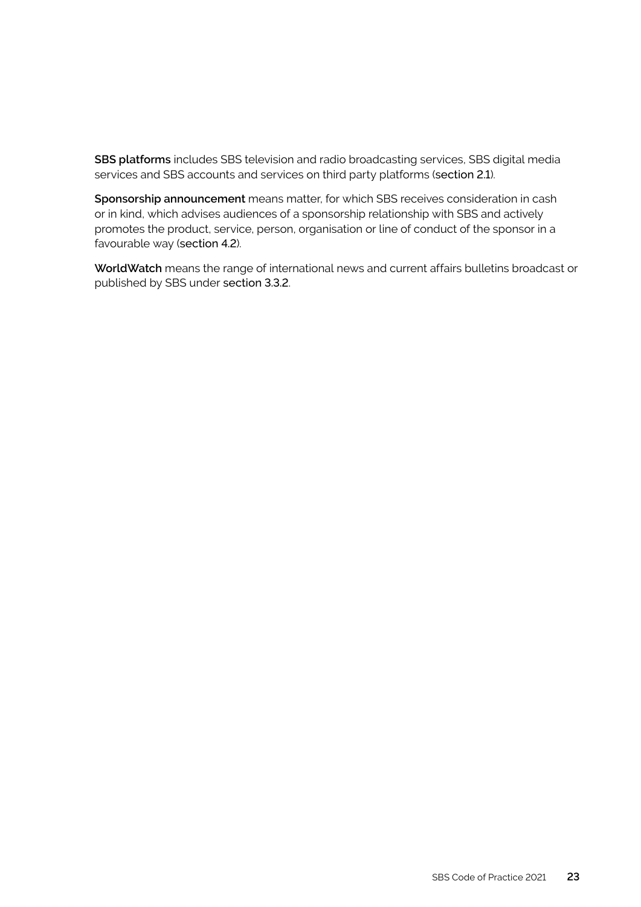**SBS platforms** includes SBS television and radio broadcasting services, SBS digital media services and SBS accounts and services on third party platforms (section 2.1).

**Sponsorship announcement** means matter, for which SBS receives consideration in cash or in kind, which advises audiences of a sponsorship relationship with SBS and actively promotes the product, service, person, organisation or line of conduct of the sponsor in a favourable way (section 4.2).

**WorldWatch** means the range of international news and current affairs bulletins broadcast or published by SBS under section 3.3.2.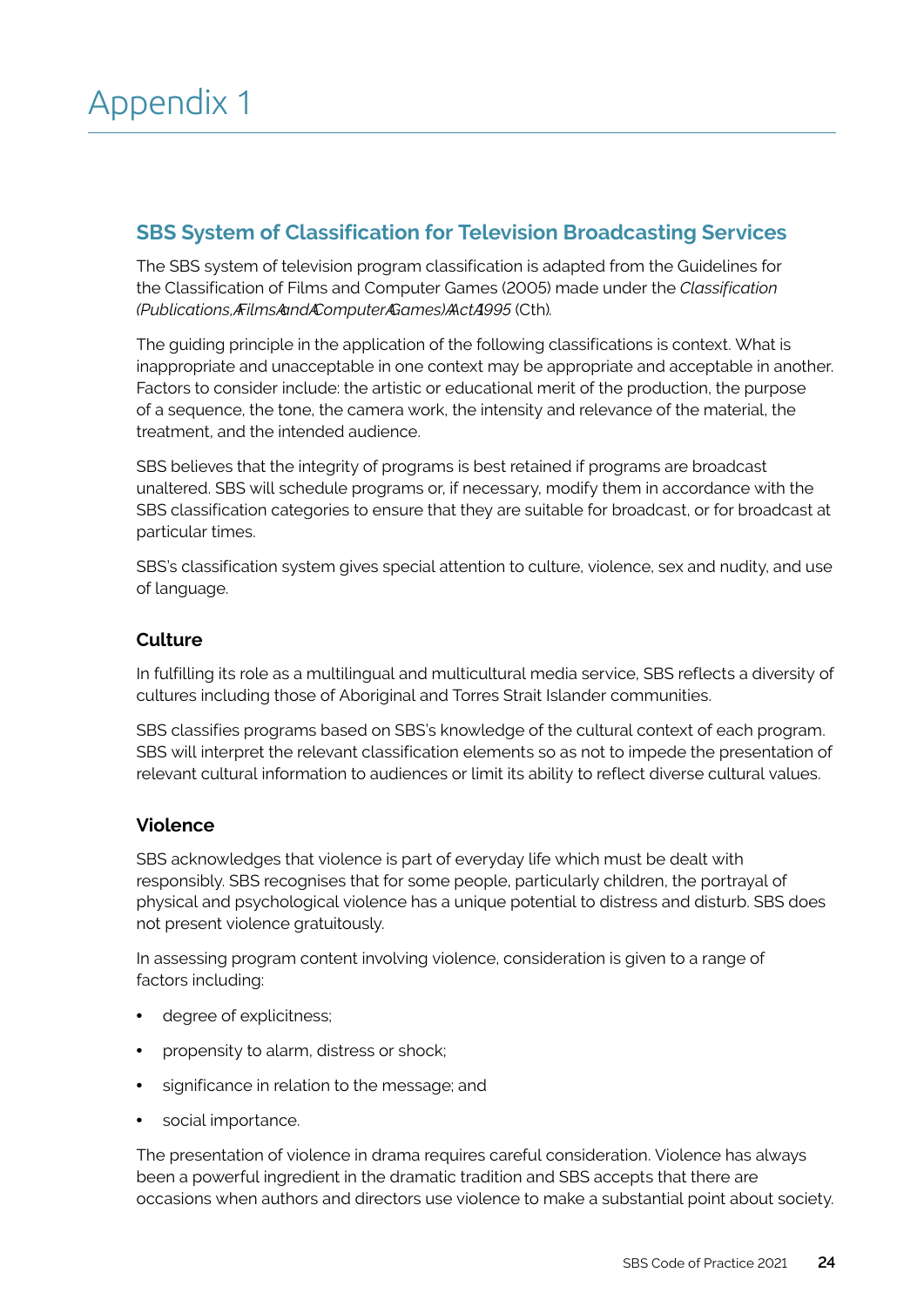# Appendix 1

## SBS System of Classification for Television Broadcasting Services

The SBS system of television program classification is adapted from the Guidelines for the Classification of Films and Computer Games (2005) made under the *Classification (Publications, Films and Computer Games) Act 1995* (Cth).

The guiding principle in the application of the following classifications is context. What is inappropriate and unacceptable in one context may be appropriate and acceptable in another. Factors to consider include: the artistic or educational merit of the production, the purpose of a sequence, the tone, the camera work, the intensity and relevance of the material, the treatment, and the intended audience.

SBS believes that the integrity of programs is best retained if programs are broadcast unaltered. SBS will schedule programs or, if necessary, modify them in accordance with the SBS classification categories to ensure that they are suitable for broadcast, or for broadcast at particular times.

SBS's classification system gives special attention to culture, violence, sex and nudity, and use of language.

### Culture

In fulfilling its role as a multilingual and multicultural media service, SBS reflects a diversity of cultures including those of Aboriginal and Torres Strait Islander communities.

SBS classifies programs based on SBS's knowledge of the cultural context of each program. SBS will interpret the relevant classification elements so as not to impede the presentation of relevant cultural information to audiences or limit its ability to reflect diverse cultural values.

### Violence

SBS acknowledges that violence is part of everyday life which must be dealt with responsibly. SBS recognises that for some people, particularly children, the portrayal of physical and psychological violence has a unique potential to distress and disturb. SBS does not present violence gratuitously.

In assessing program content involving violence, consideration is given to a range of factors including:

- degree of explicitness;
- propensity to alarm, distress or shock;
- significance in relation to the message; and
- social importance.

The presentation of violence in drama requires careful consideration. Violence has always been a powerful ingredient in the dramatic tradition and SBS accepts that there are occasions when authors and directors use violence to make a substantial point about society.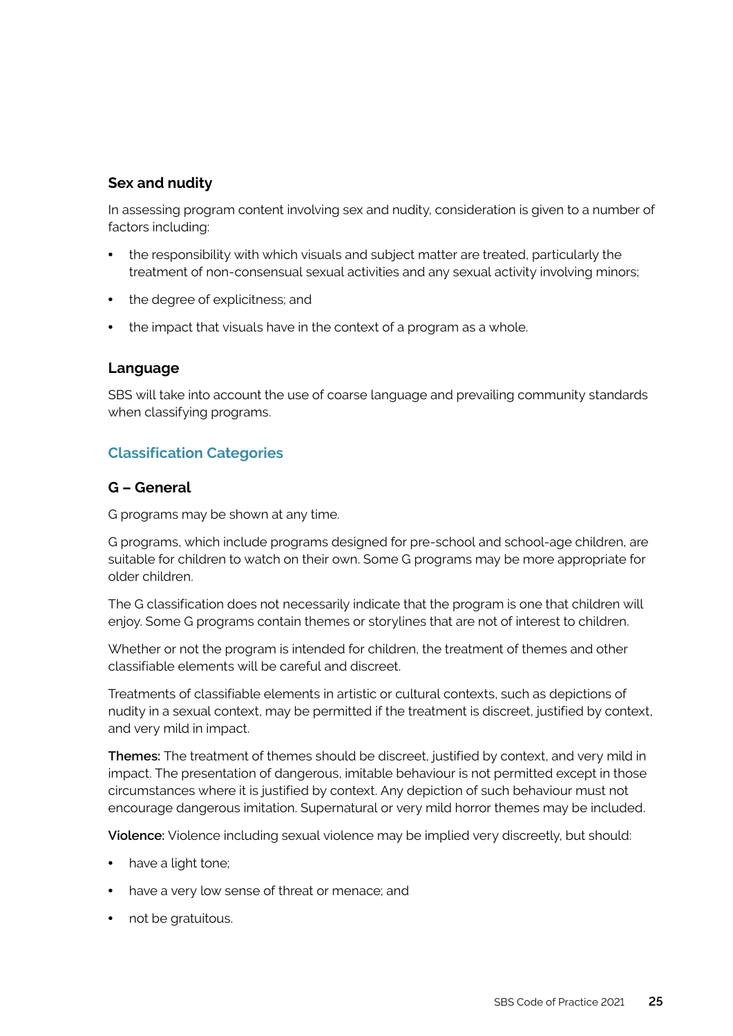### Sex and nudity

In assessing program content involving sex and nudity, consideration is given to a number of factors including:

- the responsibility with which visuals and subject matter are treated, particularly the treatment of non-consensual sexual activities and any sexual activity involving minors;
- the degree of explicitness; and
- the impact that visuals have in the context of a program as a whole.

### Language

SBS will take into account the use of coarse language and prevailing community standards when classifying programs.

## Classification Categories

### G – General

G programs may be shown at any time.

G programs, which include programs designed for pre-school and school-age children, are suitable for children to watch on their own. Some G programs may be more appropriate for older children.

The G classification does not necessarily indicate that the program is one that children will enjoy. Some G programs contain themes or storylines that are not of interest to children.

Whether or not the program is intended for children, the treatment of themes and other classifiable elements will be careful and discreet.

Treatments of classifiable elements in artistic or cultural contexts, such as depictions of nudity in a sexual context, may be permitted if the treatment is discreet, justified by context, and very mild in impact.

**Themes:** The treatment of themes should be discreet, justified by context, and very mild in impact. The presentation of dangerous, imitable behaviour is not permitted except in those circumstances where it is justified by context. Any depiction of such behaviour must not encourage dangerous imitation. Supernatural or very mild horror themes may be included.

**Violence:** Violence including sexual violence may be implied very discreetly, but should:

- have a light tone;
- have a very low sense of threat or menace; and
- not be gratuitous.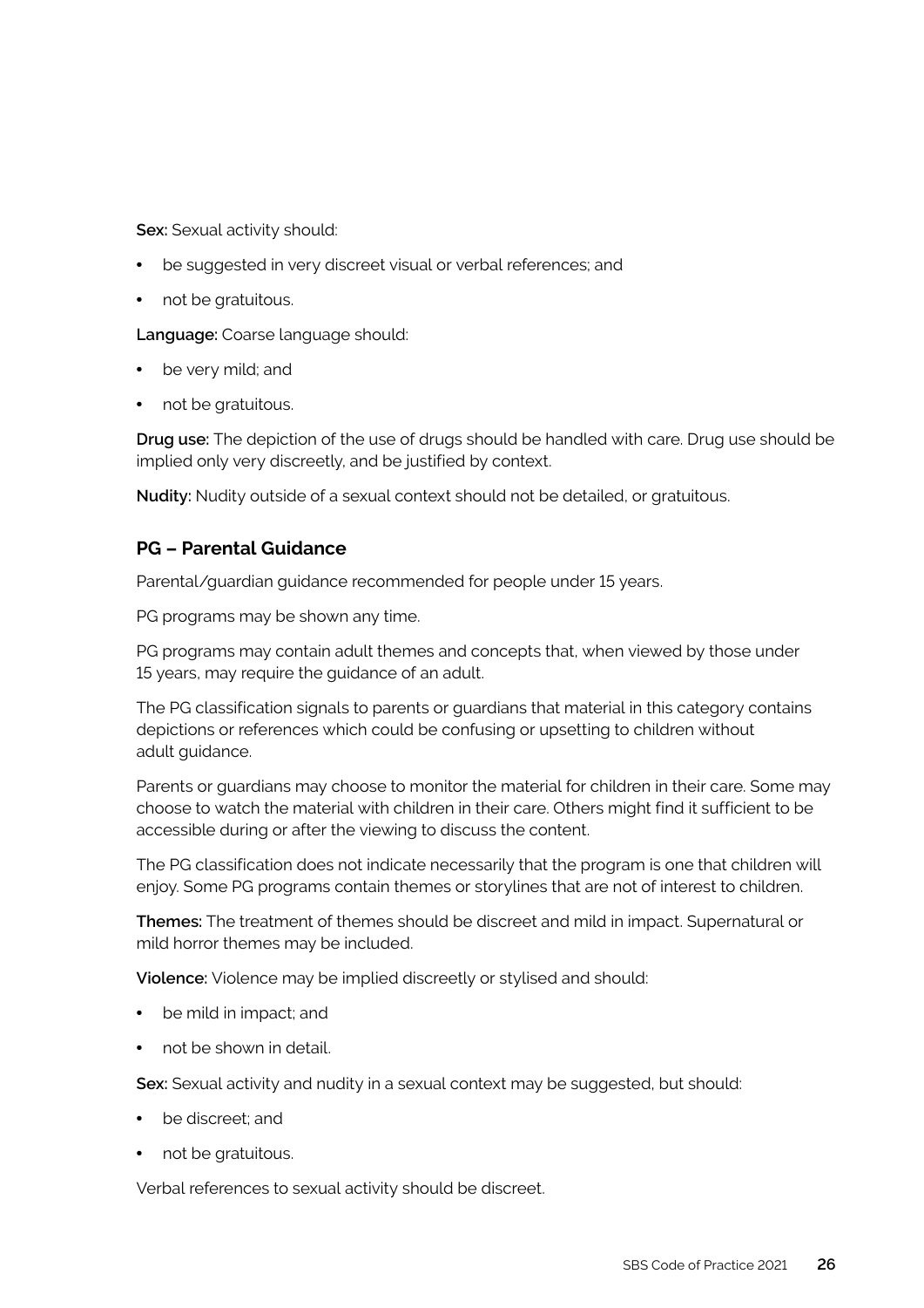**Sex:** Sexual activity should:

- be suggested in very discreet visual or verbal references; and
- not be gratuitous.

**Language:** Coarse language should:

- be very mild; and
- not be gratuitous.

**Drug use:** The depiction of the use of drugs should be handled with care. Drug use should be implied only very discreetly, and be justified by context.

**Nudity:** Nudity outside of a sexual context should not be detailed, or gratuitous.

### PG – Parental Guidance

Parental/guardian guidance recommended for people under 15 years.

PG programs may be shown any time.

PG programs may contain adult themes and concepts that, when viewed by those under 15 years, may require the guidance of an adult.

The PG classification signals to parents or guardians that material in this category contains depictions or references which could be confusing or upsetting to children without adult guidance.

Parents or guardians may choose to monitor the material for children in their care. Some may choose to watch the material with children in their care. Others might find it sufficient to be accessible during or after the viewing to discuss the content.

The PG classification does not indicate necessarily that the program is one that children will enjoy. Some PG programs contain themes or storylines that are not of interest to children.

**Themes:** The treatment of themes should be discreet and mild in impact. Supernatural or mild horror themes may be included.

**Violence:** Violence may be implied discreetly or stylised and should:

- be mild in impact; and
- not be shown in detail.

**Sex:** Sexual activity and nudity in a sexual context may be suggested, but should:

- be discreet; and
- not be gratuitous.

Verbal references to sexual activity should be discreet.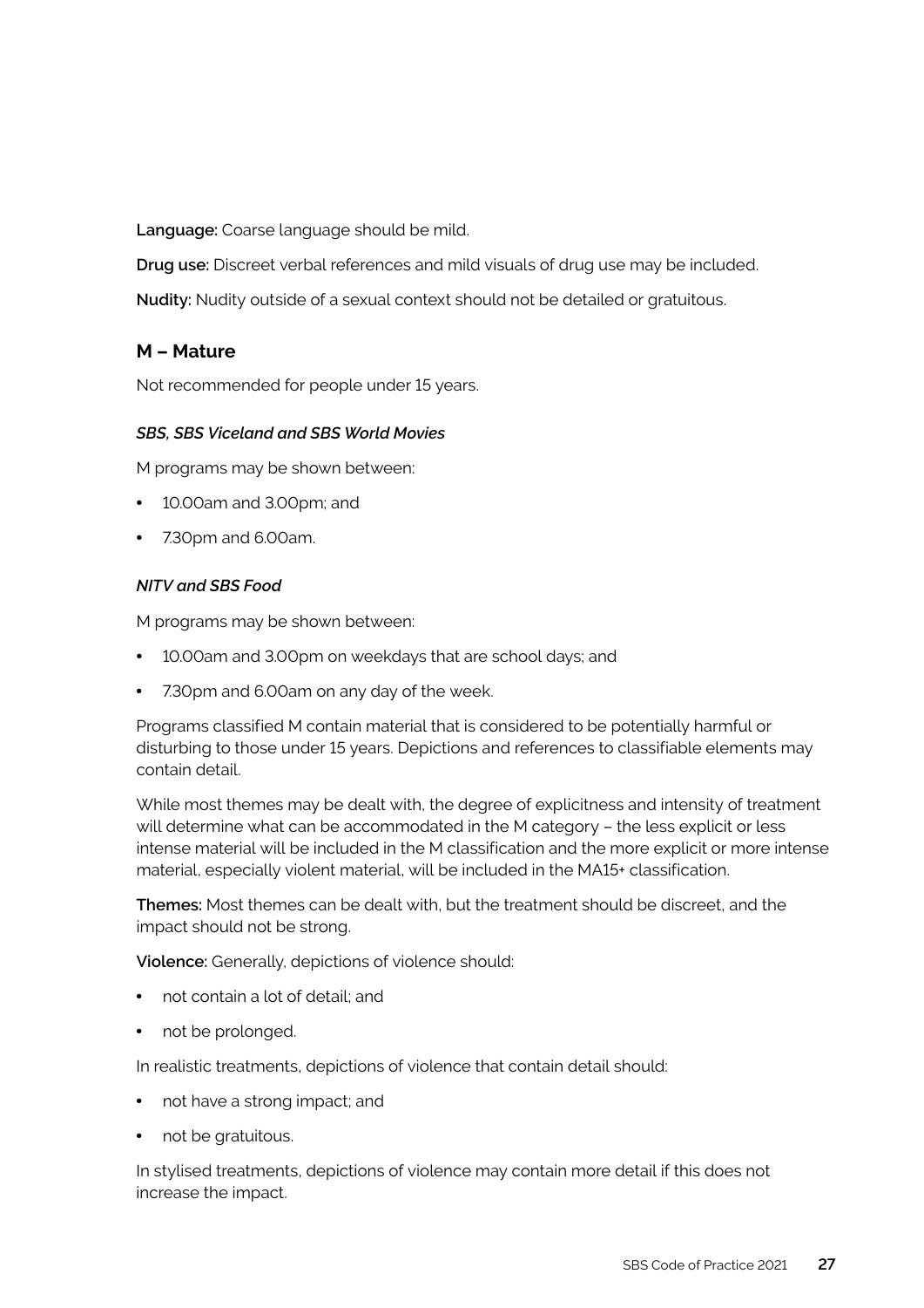**Language:** Coarse language should be mild.

**Drug use:** Discreet verbal references and mild visuals of drug use may be included.

**Nudity:** Nudity outside of a sexual context should not be detailed or gratuitous.

## M – Mature

Not recommended for people under 15 years.

#### *SBS, SBS Viceland and SBS World Movies*

M programs may be shown between:

- 10.00am and 3.00pm; and
- 7.30pm and 6.00am.

#### *NITV and SBS Food*

M programs may be shown between:

- 10.00am and 3.00pm on weekdays that are school days; and
- 7.30pm and 6.00am on any day of the week.

Programs classified M contain material that is considered to be potentially harmful or disturbing to those under 15 years. Depictions and references to classifiable elements may contain detail.

While most themes may be dealt with, the degree of explicitness and intensity of treatment will determine what can be accommodated in the M category – the less explicit or less intense material will be included in the M classification and the more explicit or more intense material, especially violent material, will be included in the MA15+ classification.

**Themes:** Most themes can be dealt with, but the treatment should be discreet, and the impact should not be strong.

**Violence:** Generally, depictions of violence should:

- not contain a lot of detail; and
- not be prolonged.

In realistic treatments, depictions of violence that contain detail should:

- not have a strong impact; and
- not be gratuitous.

In stylised treatments, depictions of violence may contain more detail if this does not increase the impact.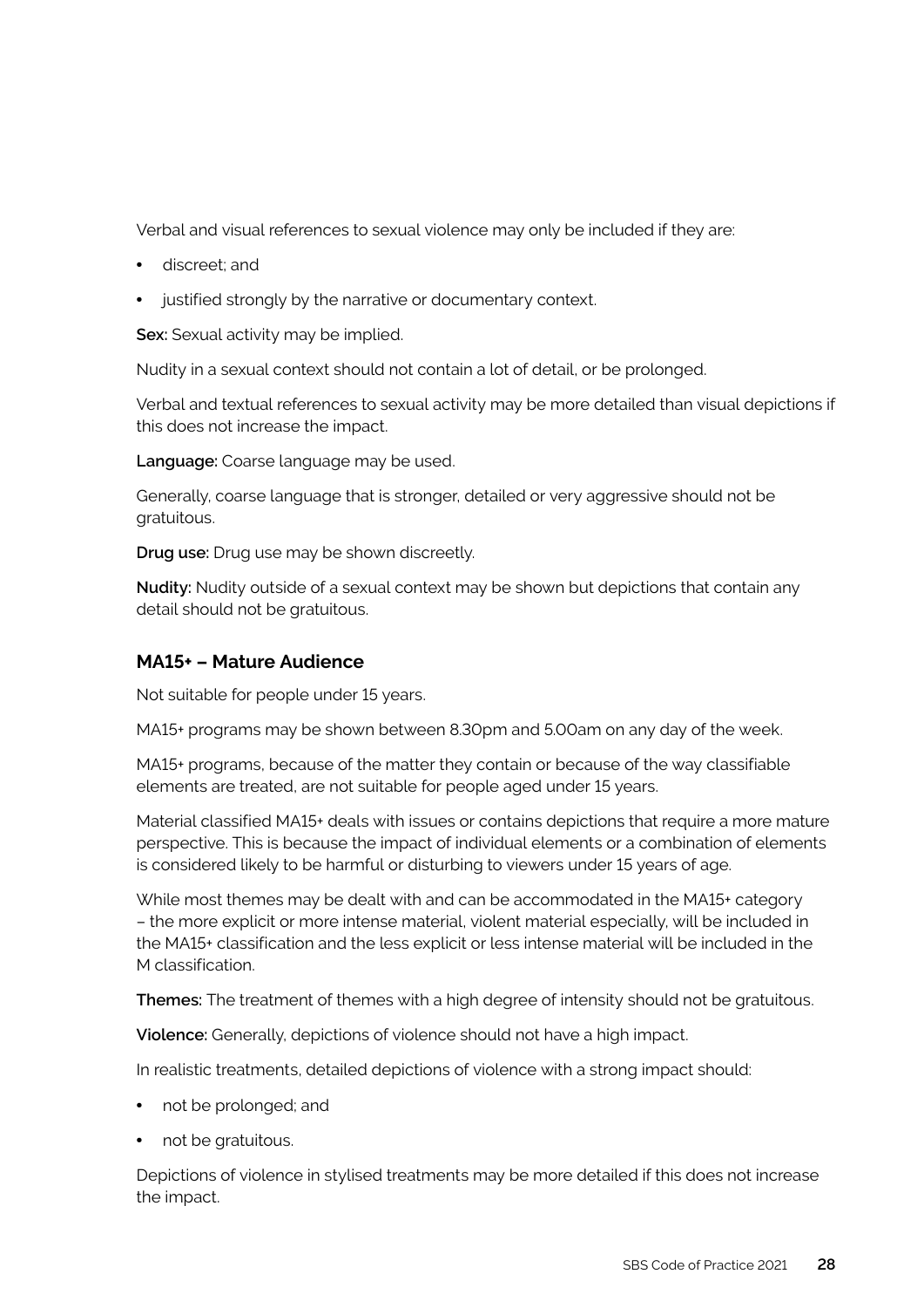Verbal and visual references to sexual violence may only be included if they are:

- discreet; and
- justified strongly by the narrative or documentary context.

**Sex:** Sexual activity may be implied.

Nudity in a sexual context should not contain a lot of detail, or be prolonged.

Verbal and textual references to sexual activity may be more detailed than visual depictions if this does not increase the impact.

**Language:** Coarse language may be used.

Generally, coarse language that is stronger, detailed or very aggressive should not be gratuitous.

**Drug use:** Drug use may be shown discreetly.

**Nudity:** Nudity outside of a sexual context may be shown but depictions that contain any detail should not be gratuitous.

### MA15+ – Mature Audience

Not suitable for people under 15 years.

MA15+ programs may be shown between 8.30pm and 5.00am on any day of the week.

MA15+ programs, because of the matter they contain or because of the way classifiable elements are treated, are not suitable for people aged under 15 years.

Material classified MA15+ deals with issues or contains depictions that require a more mature perspective. This is because the impact of individual elements or a combination of elements is considered likely to be harmful or disturbing to viewers under 15 years of age.

While most themes may be dealt with and can be accommodated in the MA15+ category – the more explicit or more intense material, violent material especially, will be included in the MA15+ classification and the less explicit or less intense material will be included in the M classification.

**Themes:** The treatment of themes with a high degree of intensity should not be gratuitous.

**Violence:** Generally, depictions of violence should not have a high impact.

In realistic treatments, detailed depictions of violence with a strong impact should:

- not be prolonged; and
- not be gratuitous.

Depictions of violence in stylised treatments may be more detailed if this does not increase the impact.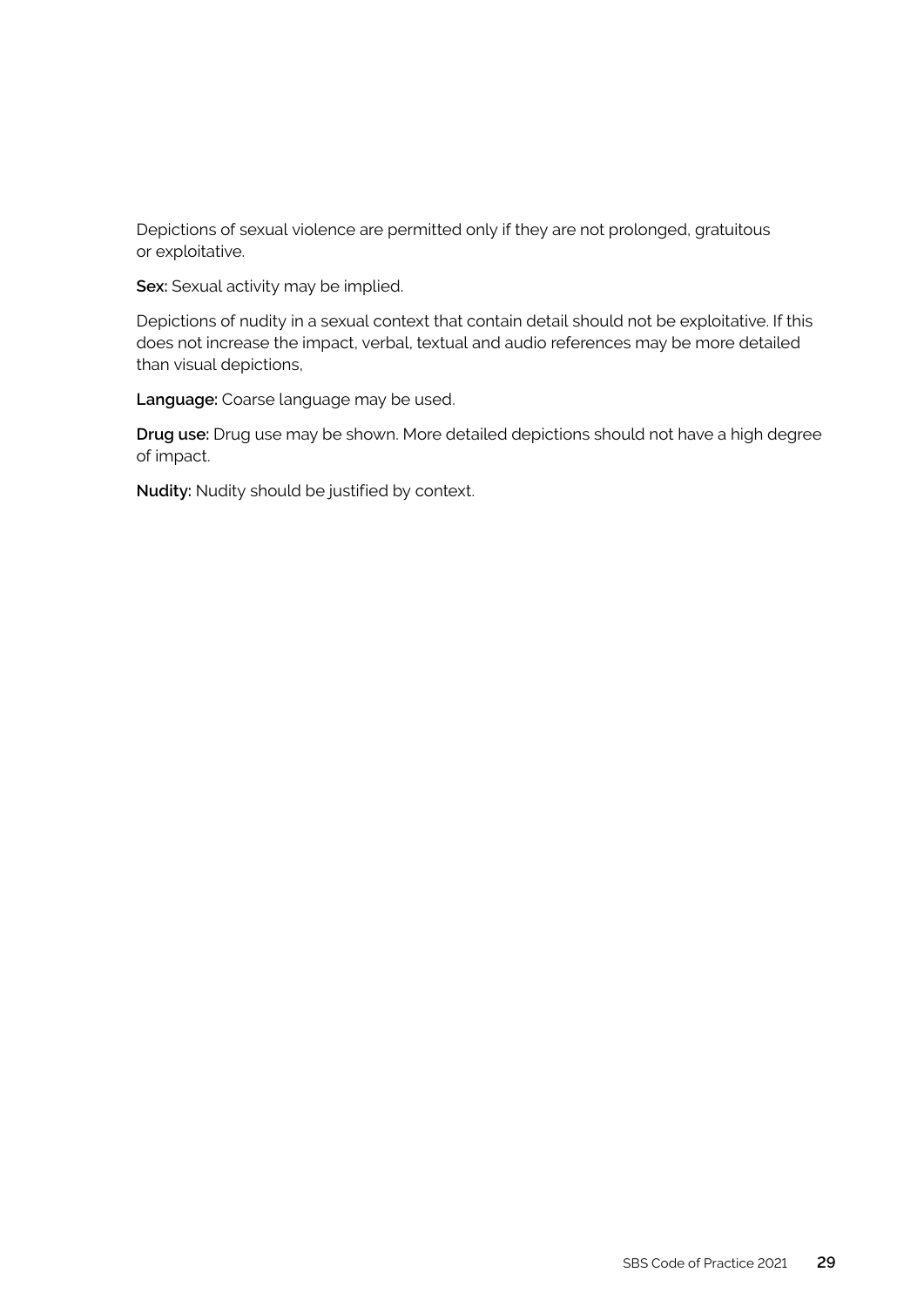Depictions of sexual violence are permitted only if they are not prolonged, gratuitous or exploitative.

**Sex:** Sexual activity may be implied.

Depictions of nudity in a sexual context that contain detail should not be exploitative. If this does not increase the impact, verbal, textual and audio references may be more detailed than visual depictions,

**Language:** Coarse language may be used.

**Drug use:** Drug use may be shown. More detailed depictions should not have a high degree of impact.

**Nudity:** Nudity should be justified by context.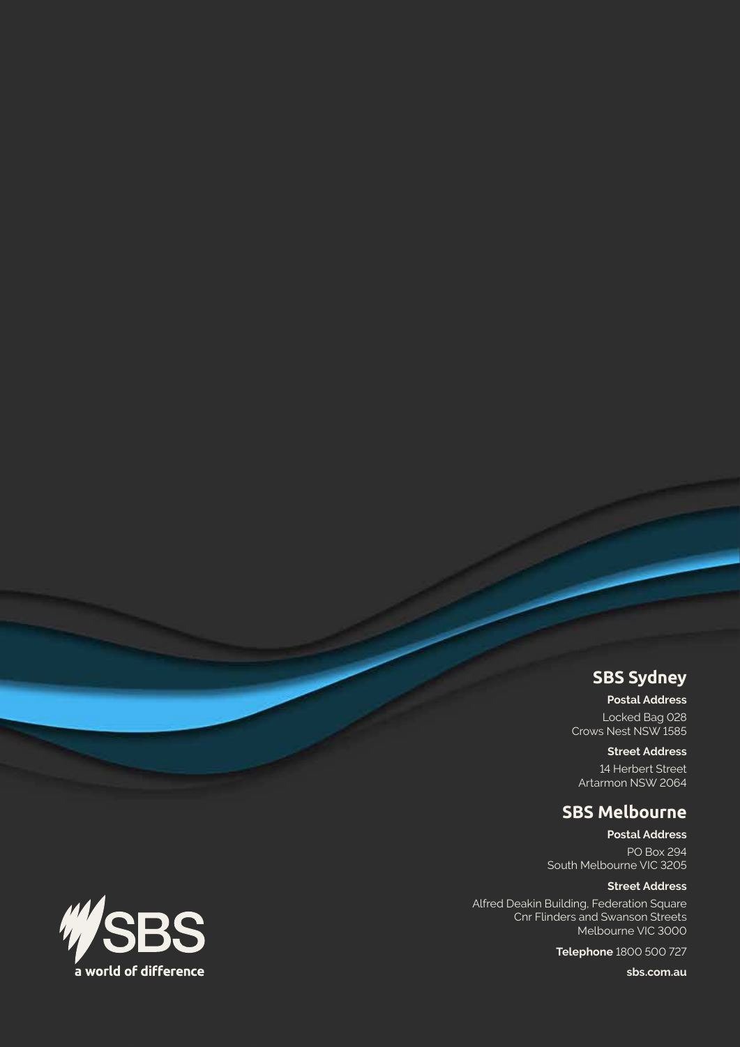## SBS Sydney

**Postal Address**

Locked Bag 028
Crows Nest NSW 1585

**Street Address**

14 Herbert Street
Artarmon NSW 2064

## SBS Melbourne

**Postal Address**

PO Box 294
South Melbourne VIC 3205

**Street Address**

Alfred Deakin Building, Federation Square
Cnr Flinders and Swanson Streets
Melbourne VIC 3000

**Telephone** 1800 500 727

**sbs.com.au**

SBS

a world of difference